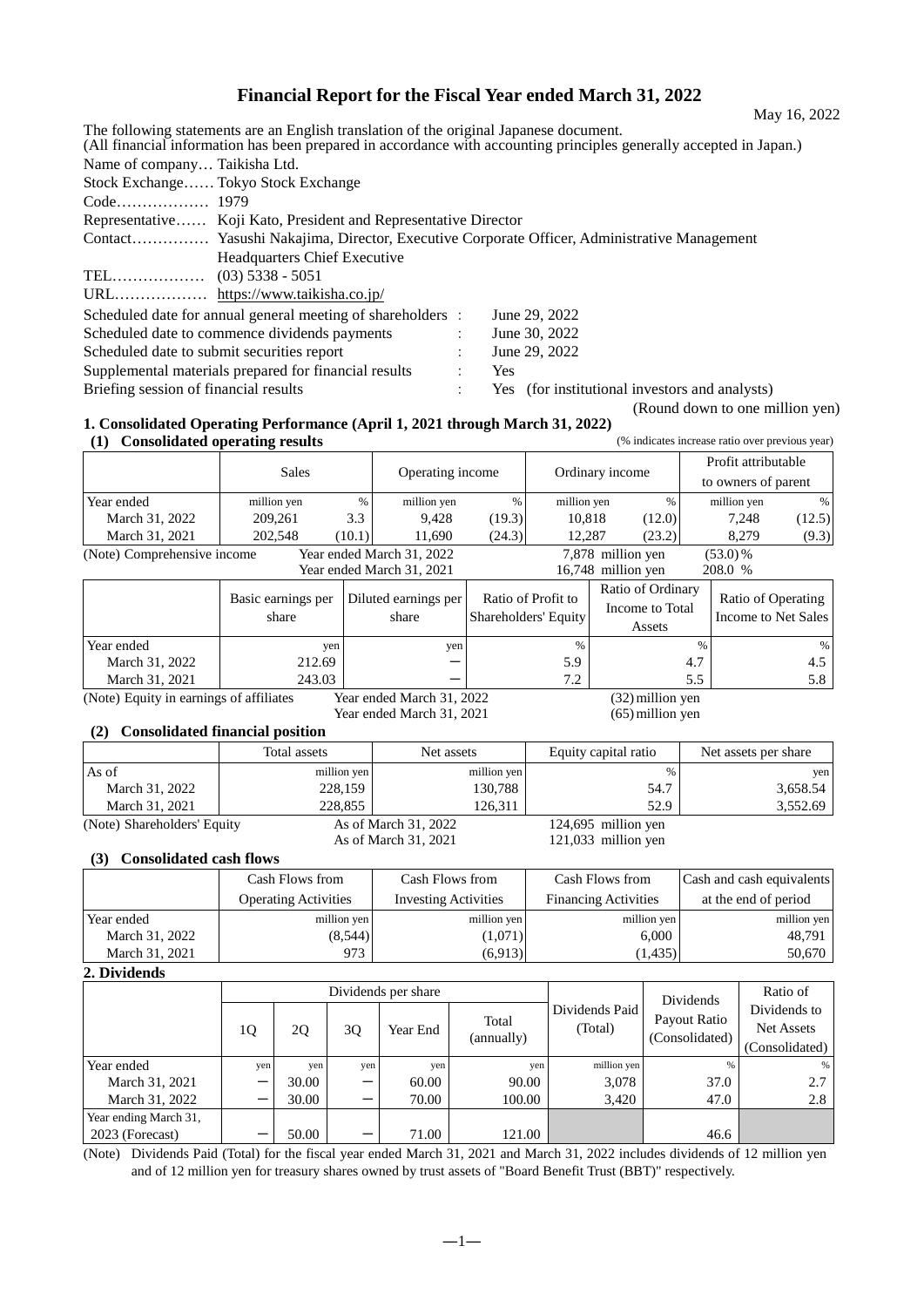# Financial Report for the Fiscal Year ended March 31, 2022

May 16, 2022

The following statements are an English translation of the original Japanese document.
(All financial information has been prepared in accordance with accounting principles generally accepted in Japan.)

Name of company… Taikisha Ltd.
Stock Exchange…… Tokyo Stock Exchange
Code……………… 1979
Representative…… Koji Kato, President and Representative Director
Contact…………… Yasushi Nakajima, Director, Executive Corporate Officer, Administrative Management Headquarters Chief Executive
TEL……………… (03) 5338 - 5051
URL……………… https://www.taikisha.co.jp/

Scheduled date for annual general meeting of shareholders : June 29, 2022
Scheduled date to commence dividends payments : June 30, 2022
Scheduled date to submit securities report : June 29, 2022
Supplemental materials prepared for financial results : Yes
Briefing session of financial results : Yes (for institutional investors and analysts)

(Round down to one million yen)

## 1. Consolidated Operating Performance (April 1, 2021 through March 31, 2022)

### (1) Consolidated operating results

(% indicates increase ratio over previous year)

| | Sales | | Operating income | | Ordinary income | | Profit attributable to owners of parent | |
|---|---|---|---|---|---|---|---|---|
| Year ended | million yen | % | million yen | % | million yen | % | million yen | % |
| March 31, 2022 | 209,261 | 3.3 | 9,428 | (19.3) | 10,818 | (12.0) | 7,248 | (12.5) |
| March 31, 2021 | 202,548 | (10.1) | 11,690 | (24.3) | 12,287 | (23.2) | 8,279 | (9.3) |

(Note) Comprehensive income
Year ended March 31, 2022: 7,878 million yen (53.0)%
Year ended March 31, 2021: 16,748 million yen 208.0 %

| | Basic earnings per share | Diluted earnings per share | Ratio of Profit to Shareholders' Equity | Ratio of Ordinary Income to Total Assets | Ratio of Operating Income to Net Sales |
|---|---|---|---|---|---|
| Year ended | yen | yen | % | % | % |
| March 31, 2022 | 212.69 | ― | 5.9 | 4.7 | 4.5 |
| March 31, 2021 | 243.03 | ― | 7.2 | 5.5 | 5.8 |

(Note) Equity in earnings of affiliates
Year ended March 31, 2022: (32) million yen
Year ended March 31, 2021: (65) million yen

### (2) Consolidated financial position

| | Total assets | Net assets | Equity capital ratio | Net assets per share |
|---|---|---|---|---|
| As of | million yen | million yen | % | yen |
| March 31, 2022 | 228,159 | 130,788 | 54.7 | 3,658.54 |
| March 31, 2021 | 228,855 | 126,311 | 52.9 | 3,552.69 |

(Note) Shareholders' Equity
As of March 31, 2022: 124,695 million yen
As of March 31, 2021: 121,033 million yen

### (3) Consolidated cash flows

| | Cash Flows from Operating Activities | Cash Flows from Investing Activities | Cash Flows from Financing Activities | Cash and cash equivalents at the end of period |
|---|---|---|---|---|
| Year ended | million yen | million yen | million yen | million yen |
| March 31, 2022 | (8,544) | (1,071) | 6,000 | 48,791 |
| March 31, 2021 | 973 | (6,913) | (1,435) | 50,670 |

## 2. Dividends

| | Dividends per share | | | | | Dividends Paid (Total) | Dividends Payout Ratio (Consolidated) | Ratio of Dividends to Net Assets (Consolidated) |
|---|---|---|---|---|---|---|---|---|
| | 1Q | 2Q | 3Q | Year End | Total (annually) | | | |
| Year ended | yen | yen | yen | yen | yen | million yen | % | % |
| March 31, 2021 | ― | 30.00 | ― | 60.00 | 90.00 | 3,078 | 37.0 | 2.7 |
| March 31, 2022 | ― | 30.00 | ― | 70.00 | 100.00 | 3,420 | 47.0 | 2.8 |
| Year ending March 31, 2023 (Forecast) | ― | 50.00 | ― | 71.00 | 121.00 | | 46.6 | |

(Note) Dividends Paid (Total) for the fiscal year ended March 31, 2021 and March 31, 2022 includes dividends of 12 million yen and of 12 million yen for treasury shares owned by trust assets of "Board Benefit Trust (BBT)" respectively.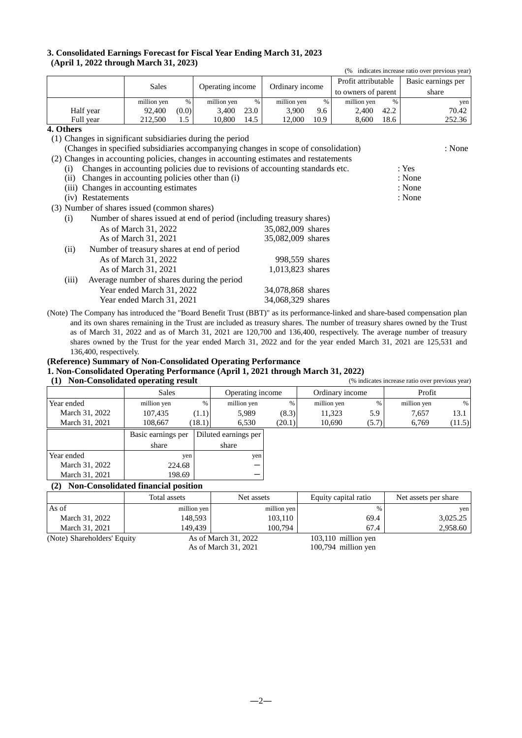### 3. Consolidated Earnings Forecast for Fiscal Year Ending March 31, 2023 (April 1, 2022 through March 31, 2023)

(% indicates increase ratio over previous year)

| | Sales | | Operating income | | Ordinary income | | Profit attributable to owners of parent | | Basic earnings per share |
|---|---|---|---|---|---|---|---|---|---|
| | million yen | % | million yen | % | million yen | % | million yen | % | yen |
| Half year | 92,400 | (0.0) | 3,400 | 23.0 | 3,900 | 9.6 | 2,400 | 42.2 | 70.42 |
| Full year | 212,500 | 1.5 | 10,800 | 14.5 | 12,000 | 10.9 | 8,600 | 18.6 | 252.36 |

### 4. Others

(1) Changes in significant subsidiaries during the period
(Changes in specified subsidiaries accompanying changes in scope of consolidation) : None

(2) Changes in accounting policies, changes in accounting estimates and restatements
- (i) Changes in accounting policies due to revisions of accounting standards etc. : Yes
- (ii) Changes in accounting policies other than (i) : None
- (iii) Changes in accounting estimates : None
- (iv) Restatements : None

(3) Number of shares issued (common shares)

(i) Number of shares issued at end of period (including treasury shares)

| | |
|---|---|
| As of March 31, 2022 | 35,082,009 shares |
| As of March 31, 2021 | 35,082,009 shares |

(ii) Number of treasury shares at end of period

| | |
|---|---|
| As of March 31, 2022 | 998,559 shares |
| As of March 31, 2021 | 1,013,823 shares |

(iii) Average number of shares during the period

| | |
|---|---|
| Year ended March 31, 2022 | 34,078,868 shares |
| Year ended March 31, 2021 | 34,068,329 shares |

(Note) The Company has introduced the "Board Benefit Trust (BBT)" as its performance-linked and share-based compensation plan and its own shares remaining in the Trust are included as treasury shares. The number of treasury shares owned by the Trust as of March 31, 2022 and as of March 31, 2021 are 120,700 and 136,400, respectively. The average number of treasury shares owned by the Trust for the year ended March 31, 2022 and for the year ended March 31, 2021 are 125,531 and 136,400, respectively.

### (Reference) Summary of Non-Consolidated Operating Performance

### 1. Non-Consolidated Operating Performance (April 1, 2021 through March 31, 2022)

#### (1) Non-Consolidated operating result

(% indicates increase ratio over previous year)

| | Sales | | Operating income | | Ordinary income | | Profit | |
|---|---|---|---|---|---|---|---|---|
| Year ended | million yen | % | million yen | % | million yen | % | million yen | % |
| March 31, 2022 | 107,435 | (1.1) | 5,989 | (8.3) | 11,323 | 5.9 | 7,657 | 13.1 |
| March 31, 2021 | 108,667 | (18.1) | 6,530 | (20.1) | 10,690 | (5.7) | 6,769 | (11.5) |

| | Basic earnings per share | Diluted earnings per share |
|---|---|---|
| Year ended | yen | yen |
| March 31, 2022 | 224.68 | − |
| March 31, 2021 | 198.69 | − |

#### (2) Non-Consolidated financial position

| | Total assets | Net assets | Equity capital ratio | Net assets per share |
|---|---|---|---|---|
| As of | million yen | million yen | % | yen |
| March 31, 2022 | 148,593 | 103,110 | 69.4 | 3,025.25 |
| March 31, 2021 | 149,439 | 100,794 | 67.4 | 2,958.60 |

(Note) Shareholders' Equity
- As of March 31, 2022: 103,110 million yen
- As of March 31, 2021: 100,794 million yen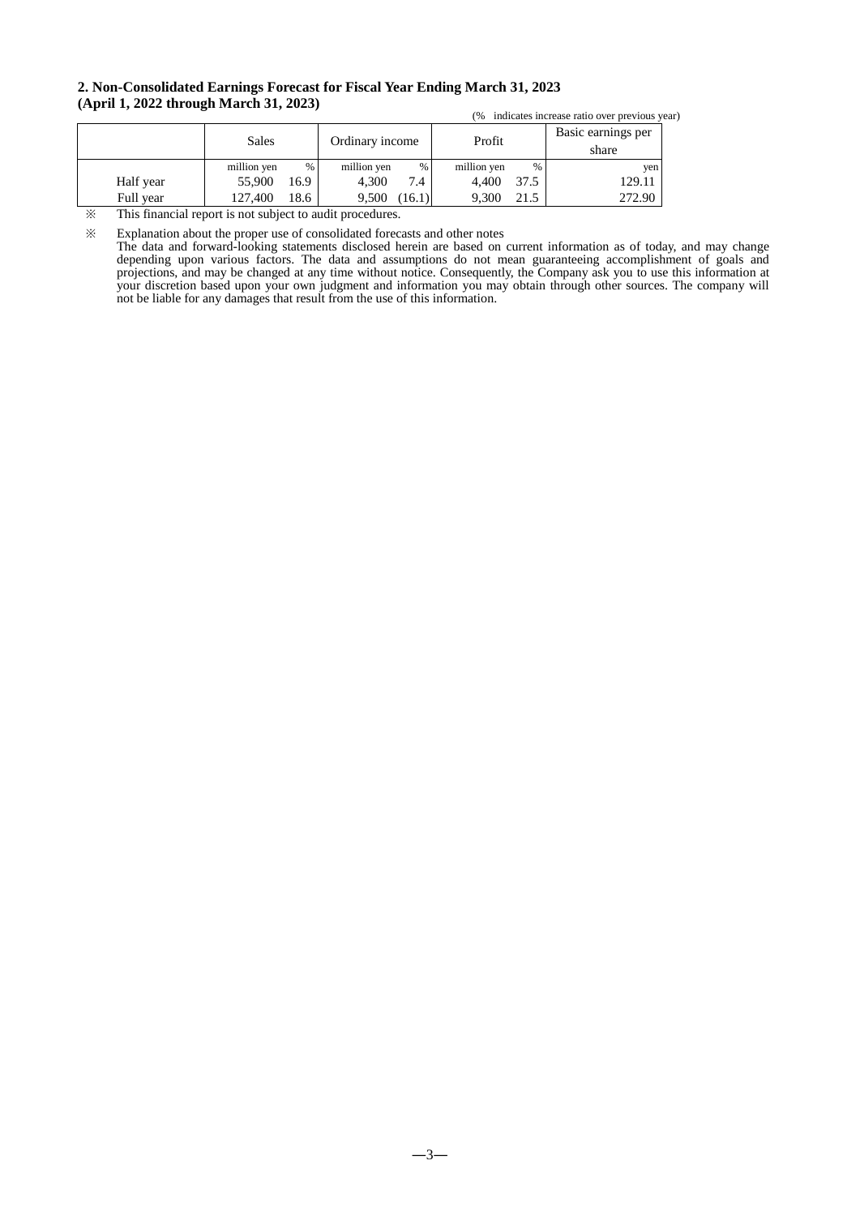## 2. Non-Consolidated Earnings Forecast for Fiscal Year Ending March 31, 2023
## (April 1, 2022 through March 31, 2023)

(% indicates increase ratio over previous year)

| | Sales | | Ordinary income | | Profit | | Basic earnings per share |
|---|---|---|---|---|---|---|---|
| | million yen | % | million yen | % | million yen | % | yen |
| Half year | 55,900 | 16.9 | 4,300 | 7.4 | 4,400 | 37.5 | 129.11 |
| Full year | 127,400 | 18.6 | 9,500 | (16.1) | 9,300 | 21.5 | 272.90 |

※ This financial report is not subject to audit procedures.

※ Explanation about the proper use of consolidated forecasts and other notes
The data and forward-looking statements disclosed herein are based on current information as of today, and may change depending upon various factors. The data and assumptions do not mean guaranteeing accomplishment of goals and projections, and may be changed at any time without notice. Consequently, the Company ask you to use this information at your discretion based upon your own judgment and information you may obtain through other sources. The company will not be liable for any damages that result from the use of this information.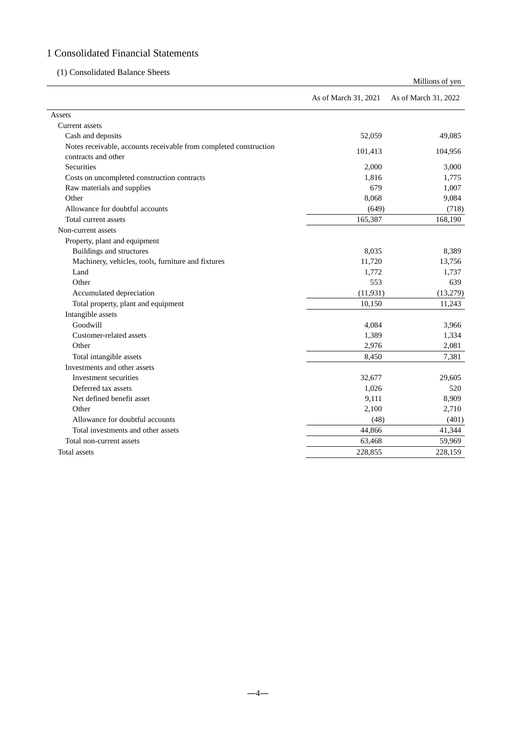# 1 Consolidated Financial Statements

## (1) Consolidated Balance Sheets

Millions of yen

| | As of March 31, 2021 | As of March 31, 2022 |
|---|---|---|
| Assets | | |
| Current assets | | |
| Cash and deposits | 52,059 | 49,085 |
| Notes receivable, accounts receivable from completed construction contracts and other | 101,413 | 104,956 |
| Securities | 2,000 | 3,000 |
| Costs on uncompleted construction contracts | 1,816 | 1,775 |
| Raw materials and supplies | 679 | 1,007 |
| Other | 8,068 | 9,084 |
| Allowance for doubtful accounts | (649) | (718) |
| Total current assets | 165,387 | 168,190 |
| Non-current assets | | |
| Property, plant and equipment | | |
| Buildings and structures | 8,035 | 8,389 |
| Machinery, vehicles, tools, furniture and fixtures | 11,720 | 13,756 |
| Land | 1,772 | 1,737 |
| Other | 553 | 639 |
| Accumulated depreciation | (11,931) | (13,279) |
| Total property, plant and equipment | 10,150 | 11,243 |
| Intangible assets | | |
| Goodwill | 4,084 | 3,966 |
| Customer-related assets | 1,389 | 1,334 |
| Other | 2,976 | 2,081 |
| Total intangible assets | 8,450 | 7,381 |
| Investments and other assets | | |
| Investment securities | 32,677 | 29,605 |
| Deferred tax assets | 1,026 | 520 |
| Net defined benefit asset | 9,111 | 8,909 |
| Other | 2,100 | 2,710 |
| Allowance for doubtful accounts | (48) | (401) |
| Total investments and other assets | 44,866 | 41,344 |
| Total non-current assets | 63,468 | 59,969 |
| Total assets | 228,855 | 228,159 |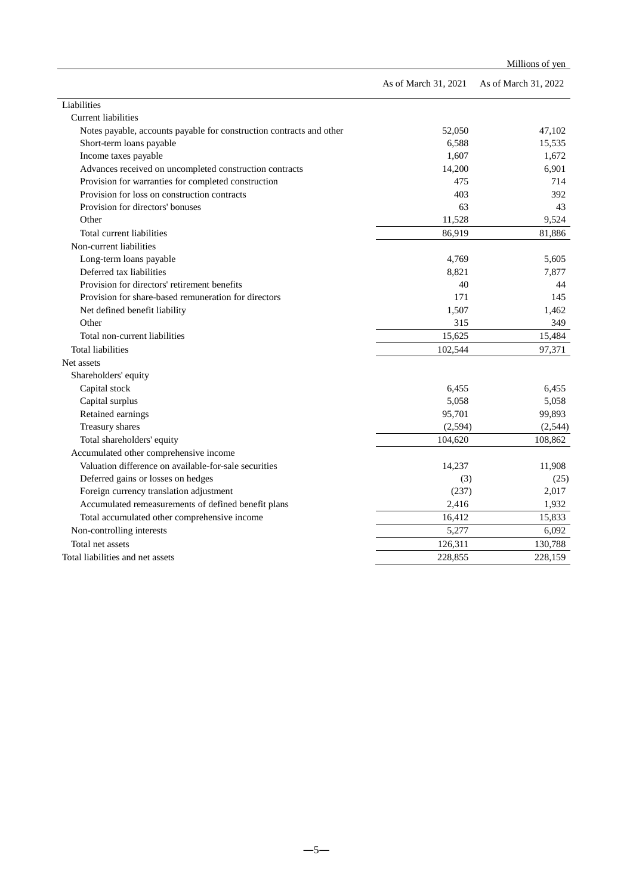Millions of yen

| | As of March 31, 2021 | As of March 31, 2022 |
|---|---|---|
| Liabilities | | |
| Current liabilities | | |
| Notes payable, accounts payable for construction contracts and other | 52,050 | 47,102 |
| Short-term loans payable | 6,588 | 15,535 |
| Income taxes payable | 1,607 | 1,672 |
| Advances received on uncompleted construction contracts | 14,200 | 6,901 |
| Provision for warranties for completed construction | 475 | 714 |
| Provision for loss on construction contracts | 403 | 392 |
| Provision for directors' bonuses | 63 | 43 |
| Other | 11,528 | 9,524 |
| Total current liabilities | 86,919 | 81,886 |
| Non-current liabilities | | |
| Long-term loans payable | 4,769 | 5,605 |
| Deferred tax liabilities | 8,821 | 7,877 |
| Provision for directors' retirement benefits | 40 | 44 |
| Provision for share-based remuneration for directors | 171 | 145 |
| Net defined benefit liability | 1,507 | 1,462 |
| Other | 315 | 349 |
| Total non-current liabilities | 15,625 | 15,484 |
| Total liabilities | 102,544 | 97,371 |
| Net assets | | |
| Shareholders' equity | | |
| Capital stock | 6,455 | 6,455 |
| Capital surplus | 5,058 | 5,058 |
| Retained earnings | 95,701 | 99,893 |
| Treasury shares | (2,594) | (2,544) |
| Total shareholders' equity | 104,620 | 108,862 |
| Accumulated other comprehensive income | | |
| Valuation difference on available-for-sale securities | 14,237 | 11,908 |
| Deferred gains or losses on hedges | (3) | (25) |
| Foreign currency translation adjustment | (237) | 2,017 |
| Accumulated remeasurements of defined benefit plans | 2,416 | 1,932 |
| Total accumulated other comprehensive income | 16,412 | 15,833 |
| Non-controlling interests | 5,277 | 6,092 |
| Total net assets | 126,311 | 130,788 |
| Total liabilities and net assets | 228,855 | 228,159 |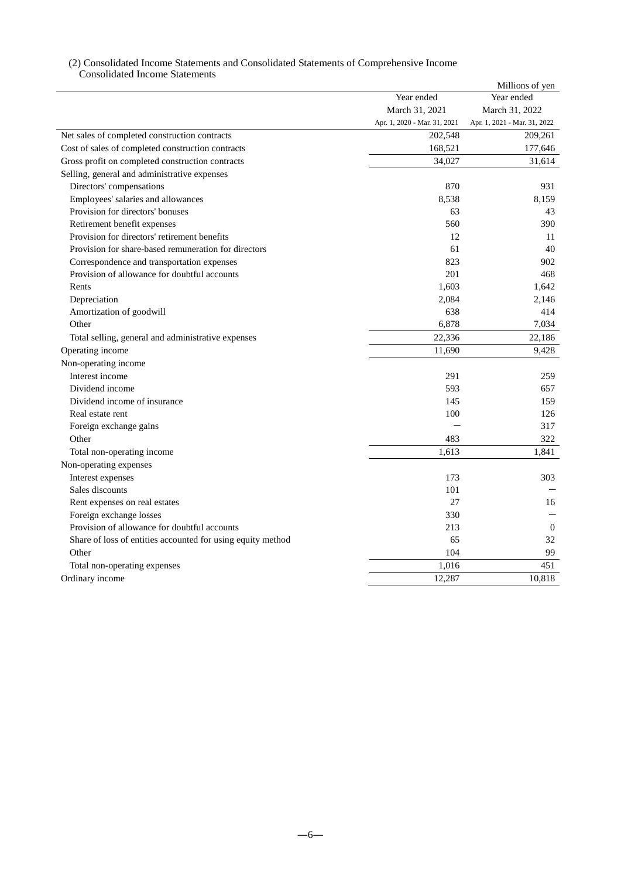(2) Consolidated Income Statements and Consolidated Statements of Comprehensive Income

Consolidated Income Statements

Millions of yen

| | Year ended March 31, 2021 Apr. 1, 2020 - Mar. 31, 2021 | Year ended March 31, 2022 Apr. 1, 2021 - Mar. 31, 2022 |
|---|---|---|
| Net sales of completed construction contracts | 202,548 | 209,261 |
| Cost of sales of completed construction contracts | 168,521 | 177,646 |
| Gross profit on completed construction contracts | 34,027 | 31,614 |
| Selling, general and administrative expenses | | |
| Directors' compensations | 870 | 931 |
| Employees' salaries and allowances | 8,538 | 8,159 |
| Provision for directors' bonuses | 63 | 43 |
| Retirement benefit expenses | 560 | 390 |
| Provision for directors' retirement benefits | 12 | 11 |
| Provision for share-based remuneration for directors | 61 | 40 |
| Correspondence and transportation expenses | 823 | 902 |
| Provision of allowance for doubtful accounts | 201 | 468 |
| Rents | 1,603 | 1,642 |
| Depreciation | 2,084 | 2,146 |
| Amortization of goodwill | 638 | 414 |
| Other | 6,878 | 7,034 |
| Total selling, general and administrative expenses | 22,336 | 22,186 |
| Operating income | 11,690 | 9,428 |
| Non-operating income | | |
| Interest income | 291 | 259 |
| Dividend income | 593 | 657 |
| Dividend income of insurance | 145 | 159 |
| Real estate rent | 100 | 126 |
| Foreign exchange gains | — | 317 |
| Other | 483 | 322 |
| Total non-operating income | 1,613 | 1,841 |
| Non-operating expenses | | |
| Interest expenses | 173 | 303 |
| Sales discounts | 101 | — |
| Rent expenses on real estates | 27 | 16 |
| Foreign exchange losses | 330 | — |
| Provision of allowance for doubtful accounts | 213 | 0 |
| Share of loss of entities accounted for using equity method | 65 | 32 |
| Other | 104 | 99 |
| Total non-operating expenses | 1,016 | 451 |
| Ordinary income | 12,287 | 10,818 |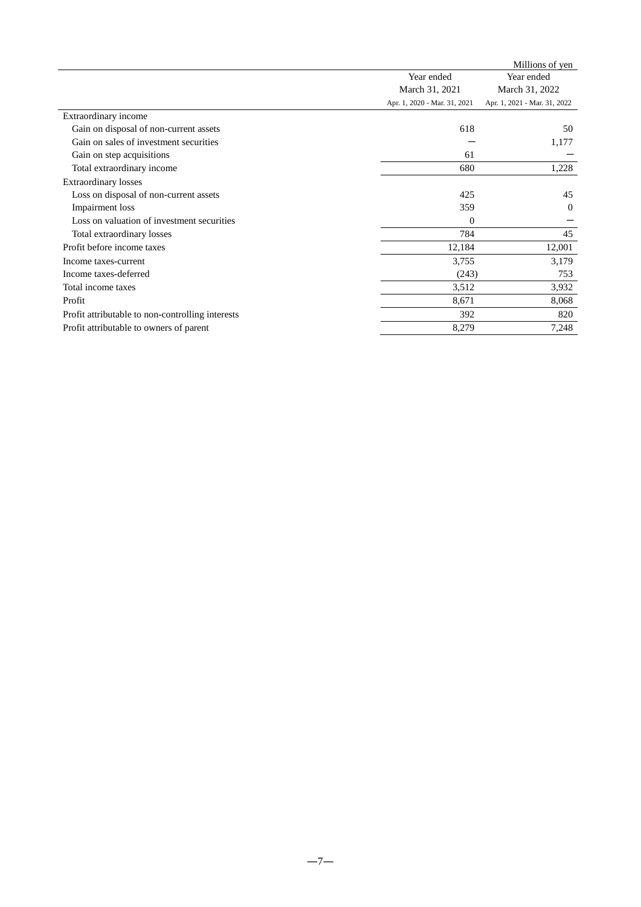Millions of yen

| | Year ended March 31, 2021<br>Apr. 1, 2020 - Mar. 31, 2021 | Year ended March 31, 2022<br>Apr. 1, 2021 - Mar. 31, 2022 |
|---|---|---|
| Extraordinary income | | |
| Gain on disposal of non-current assets | 618 | 50 |
| Gain on sales of investment securities | ― | 1,177 |
| Gain on step acquisitions | 61 | ― |
| Total extraordinary income | 680 | 1,228 |
| Extraordinary losses | | |
| Loss on disposal of non-current assets | 425 | 45 |
| Impairment loss | 359 | 0 |
| Loss on valuation of investment securities | 0 | ― |
| Total extraordinary losses | 784 | 45 |
| Profit before income taxes | 12,184 | 12,001 |
| Income taxes-current | 3,755 | 3,179 |
| Income taxes-deferred | (243) | 753 |
| Total income taxes | 3,512 | 3,932 |
| Profit | 8,671 | 8,068 |
| Profit attributable to non-controlling interests | 392 | 820 |
| Profit attributable to owners of parent | 8,279 | 7,248 |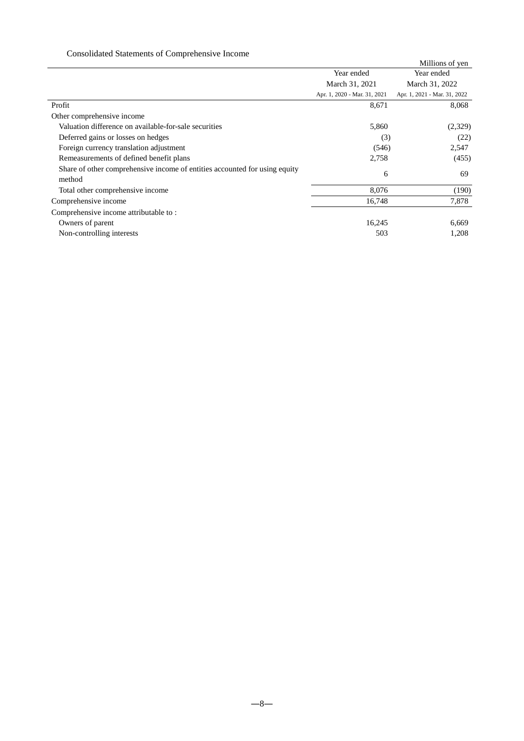Consolidated Statements of Comprehensive Income

| | Year ended March 31, 2021 (Apr. 1, 2020 - Mar. 31, 2021) | Year ended March 31, 2022 (Apr. 1, 2021 - Mar. 31, 2022) |
|---|---|---|
| | Millions of yen | |
| Profit | 8,671 | 8,068 |
| Other comprehensive income | | |
| Valuation difference on available-for-sale securities | 5,860 | (2,329) |
| Deferred gains or losses on hedges | (3) | (22) |
| Foreign currency translation adjustment | (546) | 2,547 |
| Remeasurements of defined benefit plans | 2,758 | (455) |
| Share of other comprehensive income of entities accounted for using equity method | 6 | 69 |
| Total other comprehensive income | 8,076 | (190) |
| Comprehensive income | 16,748 | 7,878 |
| Comprehensive income attributable to : | | |
| Owners of parent | 16,245 | 6,669 |
| Non-controlling interests | 503 | 1,208 |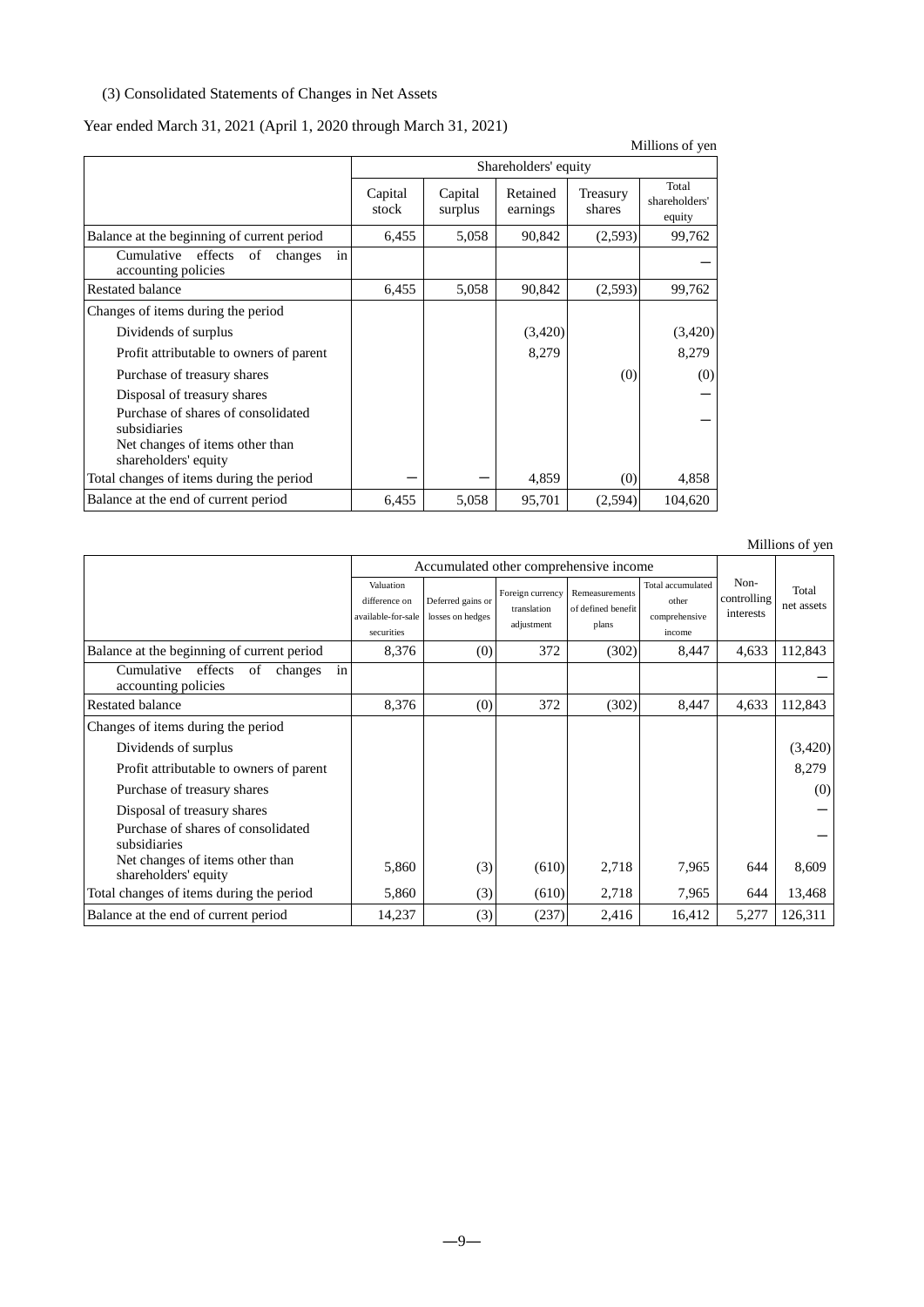(3) Consolidated Statements of Changes in Net Assets

Year ended March 31, 2021 (April 1, 2020 through March 31, 2021)

Millions of yen

| | Shareholders' equity | | | | |
|---|---|---|---|---|---|
| | Capital stock | Capital surplus | Retained earnings | Treasury shares | Total shareholders' equity |
| Balance at the beginning of current period | 6,455 | 5,058 | 90,842 | (2,593) | 99,762 |
| Cumulative effects of changes in accounting policies | | | | | － |
| Restated balance | 6,455 | 5,058 | 90,842 | (2,593) | 99,762 |
| Changes of items during the period | | | | | |
| Dividends of surplus | | | (3,420) | | (3,420) |
| Profit attributable to owners of parent | | | 8,279 | | 8,279 |
| Purchase of treasury shares | | | | (0) | (0) |
| Disposal of treasury shares | | | | | － |
| Purchase of shares of consolidated subsidiaries | | | | | － |
| Net changes of items other than shareholders' equity | | | | | |
| Total changes of items during the period | － | － | 4,859 | (0) | 4,858 |
| Balance at the end of current period | 6,455 | 5,058 | 95,701 | (2,594) | 104,620 |

Millions of yen

| | Accumulated other comprehensive income | | | | | Non-controlling interests | Total net assets |
|---|---|---|---|---|---|---|---|
| | Valuation difference on available-for-sale securities | Deferred gains or losses on hedges | Foreign currency translation adjustment | Remeasurements of defined benefit plans | Total accumulated other comprehensive income | | |
| Balance at the beginning of current period | 8,376 | (0) | 372 | (302) | 8,447 | 4,633 | 112,843 |
| Cumulative effects of changes in accounting policies | | | | | | | － |
| Restated balance | 8,376 | (0) | 372 | (302) | 8,447 | 4,633 | 112,843 |
| Changes of items during the period | | | | | | | |
| Dividends of surplus | | | | | | | (3,420) |
| Profit attributable to owners of parent | | | | | | | 8,279 |
| Purchase of treasury shares | | | | | | | (0) |
| Disposal of treasury shares | | | | | | | － |
| Purchase of shares of consolidated subsidiaries | | | | | | | － |
| Net changes of items other than shareholders' equity | 5,860 | (3) | (610) | 2,718 | 7,965 | 644 | 8,609 |
| Total changes of items during the period | 5,860 | (3) | (610) | 2,718 | 7,965 | 644 | 13,468 |
| Balance at the end of current period | 14,237 | (3) | (237) | 2,416 | 16,412 | 5,277 | 126,311 |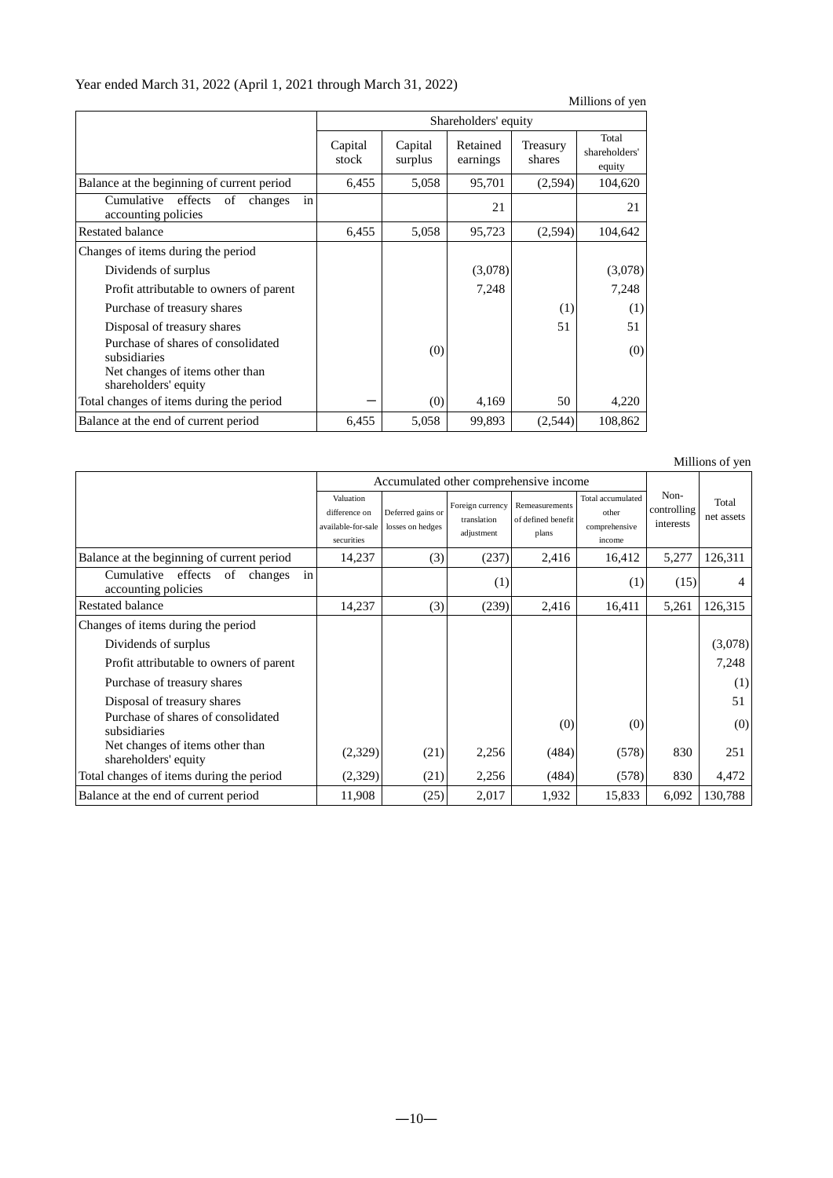Year ended March 31, 2022 (April 1, 2021 through March 31, 2022)

Millions of yen

| | Shareholders' equity | | | | |
|---|---|---|---|---|---|
| | Capital stock | Capital surplus | Retained earnings | Treasury shares | Total shareholders' equity |
| Balance at the beginning of current period | 6,455 | 5,058 | 95,701 | (2,594) | 104,620 |
| Cumulative effects of changes in accounting policies | | | 21 | | 21 |
| Restated balance | 6,455 | 5,058 | 95,723 | (2,594) | 104,642 |
| Changes of items during the period | | | | | |
| Dividends of surplus | | | (3,078) | | (3,078) |
| Profit attributable to owners of parent | | | 7,248 | | 7,248 |
| Purchase of treasury shares | | | | (1) | (1) |
| Disposal of treasury shares | | | | 51 | 51 |
| Purchase of shares of consolidated subsidiaries | | (0) | | | (0) |
| Net changes of items other than shareholders' equity | | | | | |
| Total changes of items during the period | ― | (0) | 4,169 | 50 | 4,220 |
| Balance at the end of current period | 6,455 | 5,058 | 99,893 | (2,544) | 108,862 |

Millions of yen

| | Accumulated other comprehensive income | | | | | Non-controlling interests | Total net assets |
|---|---|---|---|---|---|---|---|
| | Valuation difference on available-for-sale securities | Deferred gains or losses on hedges | Foreign currency translation adjustment | Remeasurements of defined benefit plans | Total accumulated other comprehensive income | | |
| Balance at the beginning of current period | 14,237 | (3) | (237) | 2,416 | 16,412 | 5,277 | 126,311 |
| Cumulative effects of changes in accounting policies | | | (1) | | (1) | (15) | 4 |
| Restated balance | 14,237 | (3) | (239) | 2,416 | 16,411 | 5,261 | 126,315 |
| Changes of items during the period | | | | | | | |
| Dividends of surplus | | | | | | | (3,078) |
| Profit attributable to owners of parent | | | | | | | 7,248 |
| Purchase of treasury shares | | | | | | | (1) |
| Disposal of treasury shares | | | | | | | 51 |
| Purchase of shares of consolidated subsidiaries | | | | (0) | (0) | | (0) |
| Net changes of items other than shareholders' equity | (2,329) | (21) | 2,256 | (484) | (578) | 830 | 251 |
| Total changes of items during the period | (2,329) | (21) | 2,256 | (484) | (578) | 830 | 4,472 |
| Balance at the end of current period | 11,908 | (25) | 2,017 | 1,932 | 15,833 | 6,092 | 130,788 |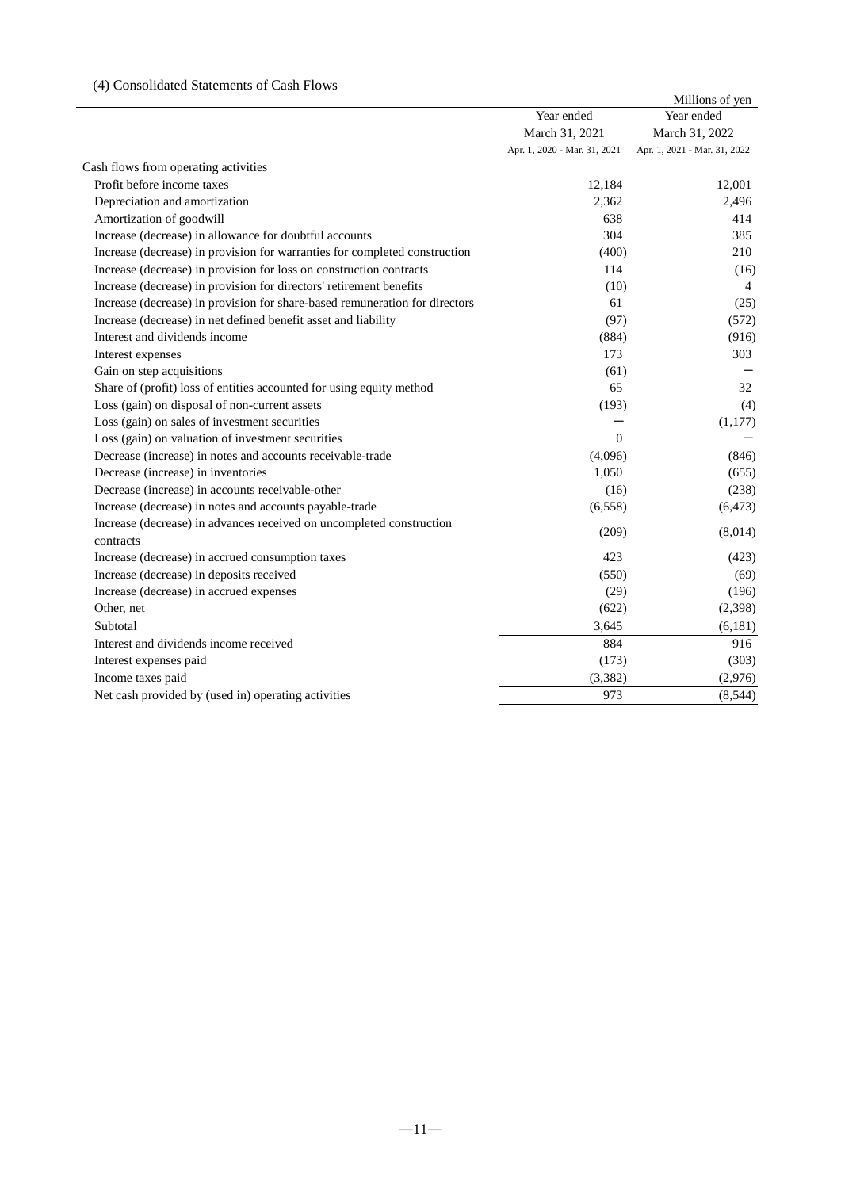(4) Consolidated Statements of Cash Flows

Millions of yen

| | Year ended March 31, 2021<br>Apr. 1, 2020 - Mar. 31, 2021 | Year ended March 31, 2022<br>Apr. 1, 2021 - Mar. 31, 2022 |
|---|---|---|
| Cash flows from operating activities | | |
| Profit before income taxes | 12,184 | 12,001 |
| Depreciation and amortization | 2,362 | 2,496 |
| Amortization of goodwill | 638 | 414 |
| Increase (decrease) in allowance for doubtful accounts | 304 | 385 |
| Increase (decrease) in provision for warranties for completed construction | (400) | 210 |
| Increase (decrease) in provision for loss on construction contracts | 114 | (16) |
| Increase (decrease) in provision for directors' retirement benefits | (10) | 4 |
| Increase (decrease) in provision for share-based remuneration for directors | 61 | (25) |
| Increase (decrease) in net defined benefit asset and liability | (97) | (572) |
| Interest and dividends income | (884) | (916) |
| Interest expenses | 173 | 303 |
| Gain on step acquisitions | (61) | — |
| Share of (profit) loss of entities accounted for using equity method | 65 | 32 |
| Loss (gain) on disposal of non-current assets | (193) | (4) |
| Loss (gain) on sales of investment securities | — | (1,177) |
| Loss (gain) on valuation of investment securities | 0 | — |
| Decrease (increase) in notes and accounts receivable-trade | (4,096) | (846) |
| Decrease (increase) in inventories | 1,050 | (655) |
| Decrease (increase) in accounts receivable-other | (16) | (238) |
| Increase (decrease) in notes and accounts payable-trade | (6,558) | (6,473) |
| Increase (decrease) in advances received on uncompleted construction contracts | (209) | (8,014) |
| Increase (decrease) in accrued consumption taxes | 423 | (423) |
| Increase (decrease) in deposits received | (550) | (69) |
| Increase (decrease) in accrued expenses | (29) | (196) |
| Other, net | (622) | (2,398) |
| Subtotal | 3,645 | (6,181) |
| Interest and dividends income received | 884 | 916 |
| Interest expenses paid | (173) | (303) |
| Income taxes paid | (3,382) | (2,976) |
| Net cash provided by (used in) operating activities | 973 | (8,544) |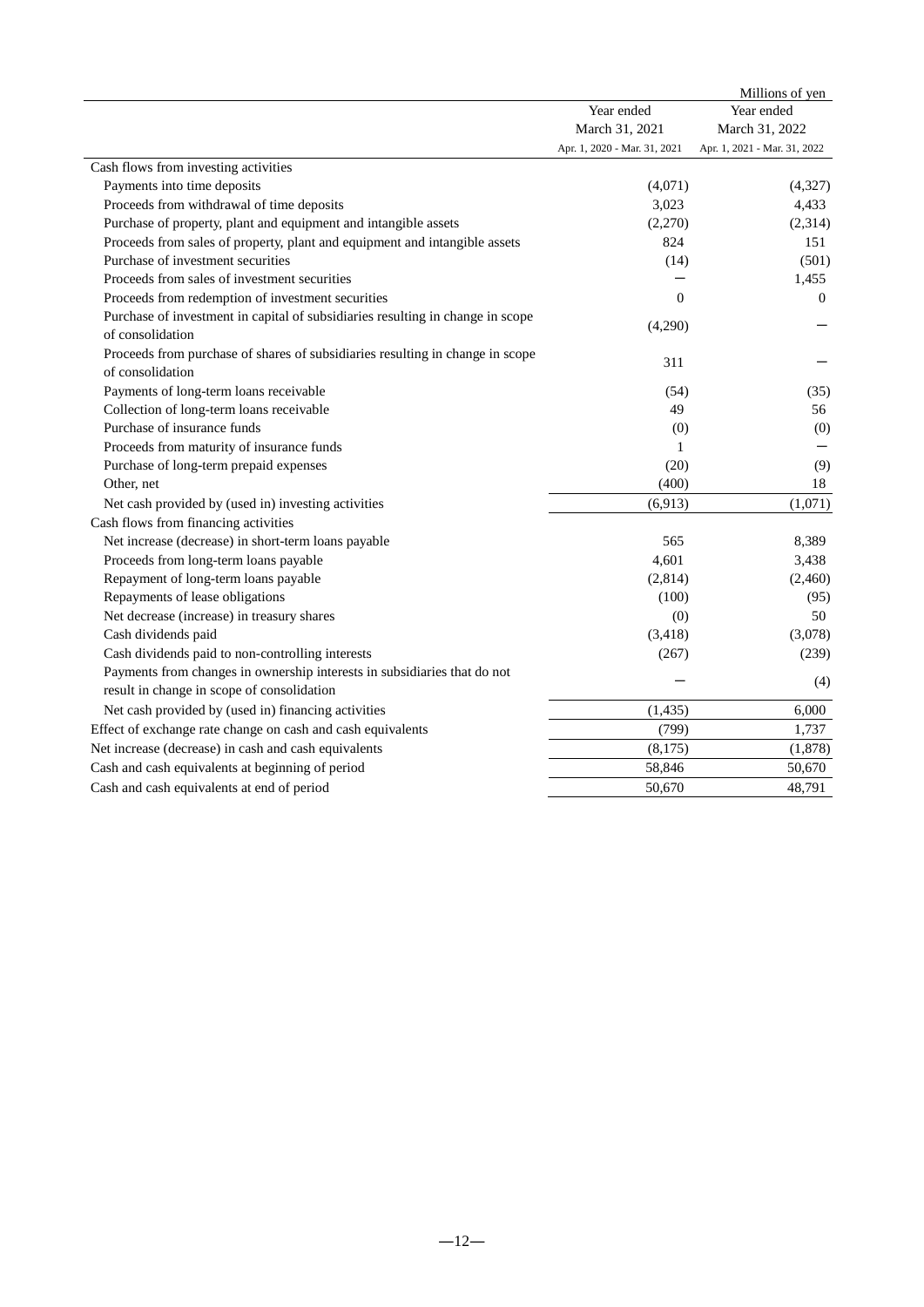Millions of yen

| | Year ended March 31, 2021 Apr. 1, 2020 - Mar. 31, 2021 | Year ended March 31, 2022 Apr. 1, 2021 - Mar. 31, 2022 |
|---|---|---|
| Cash flows from investing activities | | |
| Payments into time deposits | (4,071) | (4,327) |
| Proceeds from withdrawal of time deposits | 3,023 | 4,433 |
| Purchase of property, plant and equipment and intangible assets | (2,270) | (2,314) |
| Proceeds from sales of property, plant and equipment and intangible assets | 824 | 151 |
| Purchase of investment securities | (14) | (501) |
| Proceeds from sales of investment securities | − | 1,455 |
| Proceeds from redemption of investment securities | 0 | 0 |
| Purchase of investment in capital of subsidiaries resulting in change in scope of consolidation | (4,290) | − |
| Proceeds from purchase of shares of subsidiaries resulting in change in scope of consolidation | 311 | − |
| Payments of long-term loans receivable | (54) | (35) |
| Collection of long-term loans receivable | 49 | 56 |
| Purchase of insurance funds | (0) | (0) |
| Proceeds from maturity of insurance funds | 1 | − |
| Purchase of long-term prepaid expenses | (20) | (9) |
| Other, net | (400) | 18 |
| Net cash provided by (used in) investing activities | (6,913) | (1,071) |
| Cash flows from financing activities | | |
| Net increase (decrease) in short-term loans payable | 565 | 8,389 |
| Proceeds from long-term loans payable | 4,601 | 3,438 |
| Repayment of long-term loans payable | (2,814) | (2,460) |
| Repayments of lease obligations | (100) | (95) |
| Net decrease (increase) in treasury shares | (0) | 50 |
| Cash dividends paid | (3,418) | (3,078) |
| Cash dividends paid to non-controlling interests | (267) | (239) |
| Payments from changes in ownership interests in subsidiaries that do not result in change in scope of consolidation | − | (4) |
| Net cash provided by (used in) financing activities | (1,435) | 6,000 |
| Effect of exchange rate change on cash and cash equivalents | (799) | 1,737 |
| Net increase (decrease) in cash and cash equivalents | (8,175) | (1,878) |
| Cash and cash equivalents at beginning of period | 58,846 | 50,670 |
| Cash and cash equivalents at end of period | 50,670 | 48,791 |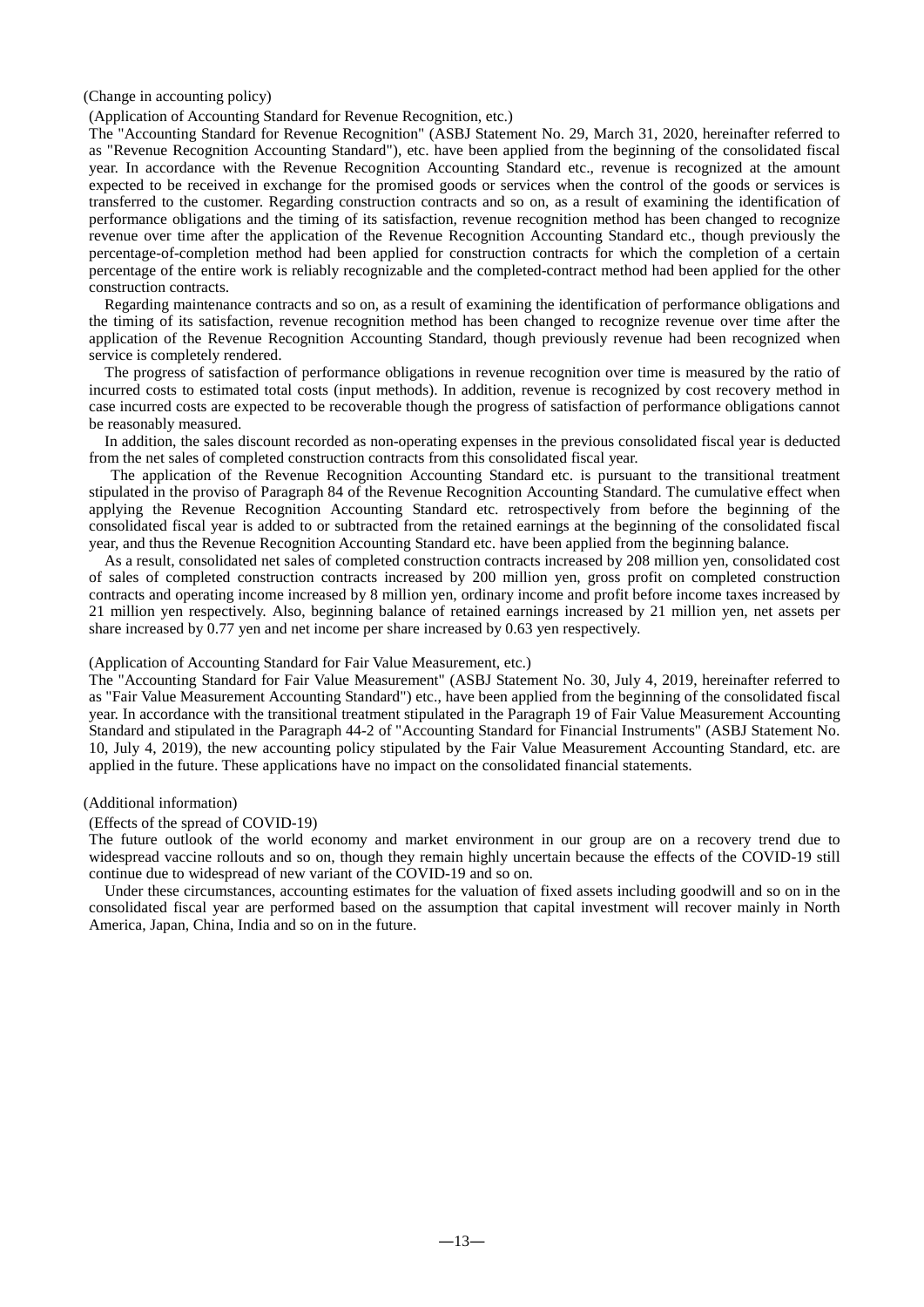(Change in accounting policy)

(Application of Accounting Standard for Revenue Recognition, etc.)

The "Accounting Standard for Revenue Recognition" (ASBJ Statement No. 29, March 31, 2020, hereinafter referred to as "Revenue Recognition Accounting Standard"), etc. have been applied from the beginning of the consolidated fiscal year. In accordance with the Revenue Recognition Accounting Standard etc., revenue is recognized at the amount expected to be received in exchange for the promised goods or services when the control of the goods or services is transferred to the customer. Regarding construction contracts and so on, as a result of examining the identification of performance obligations and the timing of its satisfaction, revenue recognition method has been changed to recognize revenue over time after the application of the Revenue Recognition Accounting Standard etc., though previously the percentage-of-completion method had been applied for construction contracts for which the completion of a certain percentage of the entire work is reliably recognizable and the completed-contract method had been applied for the other construction contracts.

Regarding maintenance contracts and so on, as a result of examining the identification of performance obligations and the timing of its satisfaction, revenue recognition method has been changed to recognize revenue over time after the application of the Revenue Recognition Accounting Standard, though previously revenue had been recognized when service is completely rendered.

The progress of satisfaction of performance obligations in revenue recognition over time is measured by the ratio of incurred costs to estimated total costs (input methods). In addition, revenue is recognized by cost recovery method in case incurred costs are expected to be recoverable though the progress of satisfaction of performance obligations cannot be reasonably measured.

In addition, the sales discount recorded as non-operating expenses in the previous consolidated fiscal year is deducted from the net sales of completed construction contracts from this consolidated fiscal year.

The application of the Revenue Recognition Accounting Standard etc. is pursuant to the transitional treatment stipulated in the proviso of Paragraph 84 of the Revenue Recognition Accounting Standard. The cumulative effect when applying the Revenue Recognition Accounting Standard etc. retrospectively from before the beginning of the consolidated fiscal year is added to or subtracted from the retained earnings at the beginning of the consolidated fiscal year, and thus the Revenue Recognition Accounting Standard etc. have been applied from the beginning balance.

As a result, consolidated net sales of completed construction contracts increased by 208 million yen, consolidated cost of sales of completed construction contracts increased by 200 million yen, gross profit on completed construction contracts and operating income increased by 8 million yen, ordinary income and profit before income taxes increased by 21 million yen respectively. Also, beginning balance of retained earnings increased by 21 million yen, net assets per share increased by 0.77 yen and net income per share increased by 0.63 yen respectively.

(Application of Accounting Standard for Fair Value Measurement, etc.)

The "Accounting Standard for Fair Value Measurement" (ASBJ Statement No. 30, July 4, 2019, hereinafter referred to as "Fair Value Measurement Accounting Standard") etc., have been applied from the beginning of the consolidated fiscal year. In accordance with the transitional treatment stipulated in the Paragraph 19 of Fair Value Measurement Accounting Standard and stipulated in the Paragraph 44-2 of "Accounting Standard for Financial Instruments" (ASBJ Statement No. 10, July 4, 2019), the new accounting policy stipulated by the Fair Value Measurement Accounting Standard, etc. are applied in the future. These applications have no impact on the consolidated financial statements.

(Additional information)

(Effects of the spread of COVID-19)

The future outlook of the world economy and market environment in our group are on a recovery trend due to widespread vaccine rollouts and so on, though they remain highly uncertain because the effects of the COVID-19 still continue due to widespread of new variant of the COVID-19 and so on.

Under these circumstances, accounting estimates for the valuation of fixed assets including goodwill and so on in the consolidated fiscal year are performed based on the assumption that capital investment will recover mainly in North America, Japan, China, India and so on in the future.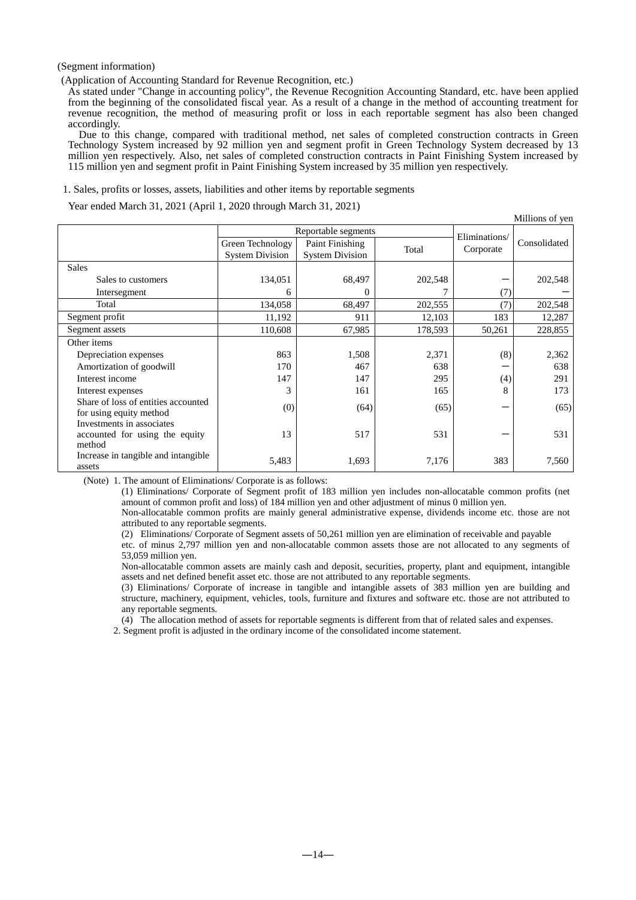(Segment information)

(Application of Accounting Standard for Revenue Recognition, etc.)

As stated under "Change in accounting policy", the Revenue Recognition Accounting Standard, etc. have been applied from the beginning of the consolidated fiscal year. As a result of a change in the method of accounting treatment for revenue recognition, the method of measuring profit or loss in each reportable segment has also been changed accordingly.

Due to this change, compared with traditional method, net sales of completed construction contracts in Green Technology System increased by 92 million yen and segment profit in Green Technology System decreased by 13 million yen respectively. Also, net sales of completed construction contracts in Paint Finishing System increased by 115 million yen and segment profit in Paint Finishing System increased by 35 million yen respectively.

1. Sales, profits or losses, assets, liabilities and other items by reportable segments

Year ended March 31, 2021 (April 1, 2020 through March 31, 2021)

Millions of yen

| | Reportable segments | | | Eliminations/ Corporate | Consolidated |
|---|---|---|---|---|---|
| | Green Technology System Division | Paint Finishing System Division | Total | | |
| Sales | | | | | |
| Sales to customers | 134,051 | 68,497 | 202,548 | — | 202,548 |
| Intersegment | 6 | 0 | 7 | (7) | — |
| Total | 134,058 | 68,497 | 202,555 | (7) | 202,548 |
| Segment profit | 11,192 | 911 | 12,103 | 183 | 12,287 |
| Segment assets | 110,608 | 67,985 | 178,593 | 50,261 | 228,855 |
| Other items | | | | | |
| Depreciation expenses | 863 | 1,508 | 2,371 | (8) | 2,362 |
| Amortization of goodwill | 170 | 467 | 638 | — | 638 |
| Interest income | 147 | 147 | 295 | (4) | 291 |
| Interest expenses | 3 | 161 | 165 | 8 | 173 |
| Share of loss of entities accounted for using equity method | (0) | (64) | (65) | — | (65) |
| Investments in associates accounted for using the equity method | 13 | 517 | 531 | — | 531 |
| Increase in tangible and intangible assets | 5,483 | 1,693 | 7,176 | 383 | 7,560 |

(Note) 1. The amount of Eliminations/ Corporate is as follows:

(1) Eliminations/ Corporate of Segment profit of 183 million yen includes non-allocatable common profits (net amount of common profit and loss) of 184 million yen and other adjustment of minus 0 million yen.

Non-allocatable common profits are mainly general administrative expense, dividends income etc. those are not attributed to any reportable segments.

(2) Eliminations/ Corporate of Segment assets of 50,261 million yen are elimination of receivable and payable etc. of minus 2,797 million yen and non-allocatable common assets those are not allocated to any segments of 53,059 million yen.

Non-allocatable common assets are mainly cash and deposit, securities, property, plant and equipment, intangible assets and net defined benefit asset etc. those are not attributed to any reportable segments.

(3) Eliminations/ Corporate of increase in tangible and intangible assets of 383 million yen are building and structure, machinery, equipment, vehicles, tools, furniture and fixtures and software etc. those are not attributed to any reportable segments.

(4) The allocation method of assets for reportable segments is different from that of related sales and expenses.

2. Segment profit is adjusted in the ordinary income of the consolidated income statement.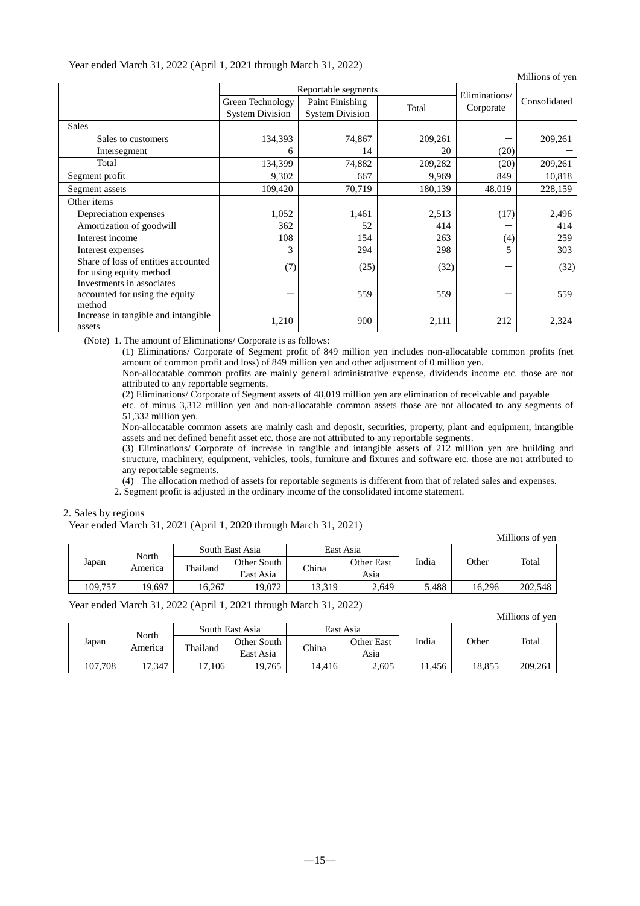Year ended March 31, 2022 (April 1, 2021 through March 31, 2022)

Millions of yen

| | Reportable segments | | | Eliminations/ Corporate | Consolidated |
|---|---|---|---|---|---|
| | Green Technology System Division | Paint Finishing System Division | Total | | |
| Sales | | | | | |
| Sales to customers | 134,393 | 74,867 | 209,261 | − | 209,261 |
| Intersegment | 6 | 14 | 20 | (20) | − |
| Total | 134,399 | 74,882 | 209,282 | (20) | 209,261 |
| Segment profit | 9,302 | 667 | 9,969 | 849 | 10,818 |
| Segment assets | 109,420 | 70,719 | 180,139 | 48,019 | 228,159 |
| Other items | | | | | |
| Depreciation expenses | 1,052 | 1,461 | 2,513 | (17) | 2,496 |
| Amortization of goodwill | 362 | 52 | 414 | − | 414 |
| Interest income | 108 | 154 | 263 | (4) | 259 |
| Interest expenses | 3 | 294 | 298 | 5 | 303 |
| Share of loss of entities accounted for using equity method | (7) | (25) | (32) | − | (32) |
| Investments in associates accounted for using the equity method | − | 559 | 559 | − | 559 |
| Increase in tangible and intangible assets | 1,210 | 900 | 2,111 | 212 | 2,324 |

(Note) 1. The amount of Eliminations/ Corporate is as follows:

(1) Eliminations/ Corporate of Segment profit of 849 million yen includes non-allocatable common profits (net amount of common profit and loss) of 849 million yen and other adjustment of 0 million yen.

Non-allocatable common profits are mainly general administrative expense, dividends income etc. those are not attributed to any reportable segments.

(2) Eliminations/ Corporate of Segment assets of 48,019 million yen are elimination of receivable and payable etc. of minus 3,312 million yen and non-allocatable common assets those are not allocated to any segments of 51,332 million yen.

Non-allocatable common assets are mainly cash and deposit, securities, property, plant and equipment, intangible assets and net defined benefit asset etc. those are not attributed to any reportable segments.

(3) Eliminations/ Corporate of increase in tangible and intangible assets of 212 million yen are building and structure, machinery, equipment, vehicles, tools, furniture and fixtures and software etc. those are not attributed to any reportable segments.

(4) The allocation method of assets for reportable segments is different from that of related sales and expenses.

2. Segment profit is adjusted in the ordinary income of the consolidated income statement.

2. Sales by regions

Year ended March 31, 2021 (April 1, 2020 through March 31, 2021)

Millions of yen

| Japan | North America | South East Asia | | East Asia | | India | Other | Total |
|---|---|---|---|---|---|---|---|---|
| | | Thailand | Other South East Asia | China | Other East Asia | | | |
| 109,757 | 19,697 | 16,267 | 19,072 | 13,319 | 2,649 | 5,488 | 16,296 | 202,548 |

Year ended March 31, 2022 (April 1, 2021 through March 31, 2022)

Millions of yen

| Japan | North America | South East Asia | | East Asia | | India | Other | Total |
|---|---|---|---|---|---|---|---|---|
| | | Thailand | Other South East Asia | China | Other East Asia | | | |
| 107,708 | 17,347 | 17,106 | 19,765 | 14,416 | 2,605 | 11,456 | 18,855 | 209,261 |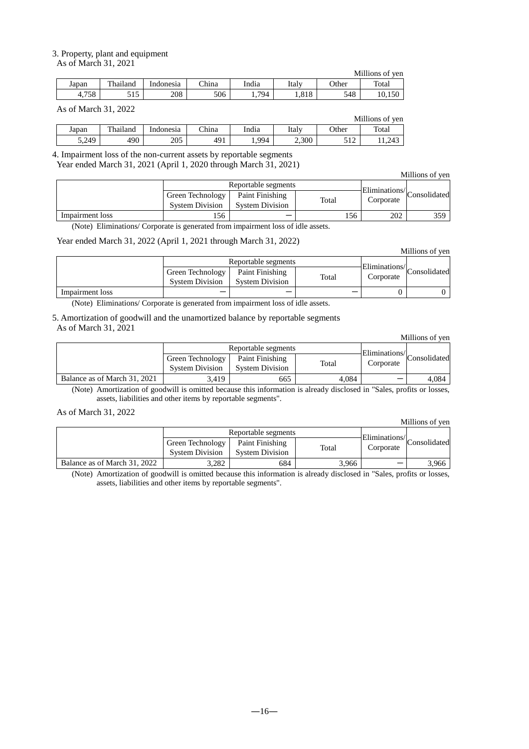3. Property, plant and equipment

As of March 31, 2021

Millions of yen

| Japan | Thailand | Indonesia | China | India | Italy | Other | Total |
|---|---|---|---|---|---|---|---|
| 4,758 | 515 | 208 | 506 | 1,794 | 1,818 | 548 | 10,150 |

As of March 31, 2022

Millions of yen

| Japan | Thailand | Indonesia | China | India | Italy | Other | Total |
|---|---|---|---|---|---|---|---|
| 5,249 | 490 | 205 | 491 | 1,994 | 2,300 | 512 | 11,243 |

4. Impairment loss of the non-current assets by reportable segments

Year ended March 31, 2021 (April 1, 2020 through March 31, 2021)

Millions of yen

| | Reportable segments | | | Eliminations/ Corporate | Consolidated |
|---|---|---|---|---|---|
| | Green Technology System Division | Paint Finishing System Division | Total | | |
| Impairment loss | 156 | — | 156 | 202 | 359 |

(Note) Eliminations/ Corporate is generated from impairment loss of idle assets.

Year ended March 31, 2022 (April 1, 2021 through March 31, 2022)

Millions of yen

| | Reportable segments | | | Eliminations/ Corporate | Consolidated |
|---|---|---|---|---|---|
| | Green Technology System Division | Paint Finishing System Division | Total | | |
| Impairment loss | — | — | — | 0 | 0 |

(Note) Eliminations/ Corporate is generated from impairment loss of idle assets.

5. Amortization of goodwill and the unamortized balance by reportable segments

As of March 31, 2021

Millions of yen

| | Reportable segments | | | Eliminations/ Corporate | Consolidated |
|---|---|---|---|---|---|
| | Green Technology System Division | Paint Finishing System Division | Total | | |
| Balance as of March 31, 2021 | 3,419 | 665 | 4,084 | — | 4,084 |

(Note) Amortization of goodwill is omitted because this information is already disclosed in "Sales, profits or losses, assets, liabilities and other items by reportable segments".

As of March 31, 2022

Millions of yen

| | Reportable segments | | | Eliminations/ Corporate | Consolidated |
|---|---|---|---|---|---|
| | Green Technology System Division | Paint Finishing System Division | Total | | |
| Balance as of March 31, 2022 | 3,282 | 684 | 3,966 | — | 3,966 |

(Note) Amortization of goodwill is omitted because this information is already disclosed in "Sales, profits or losses, assets, liabilities and other items by reportable segments".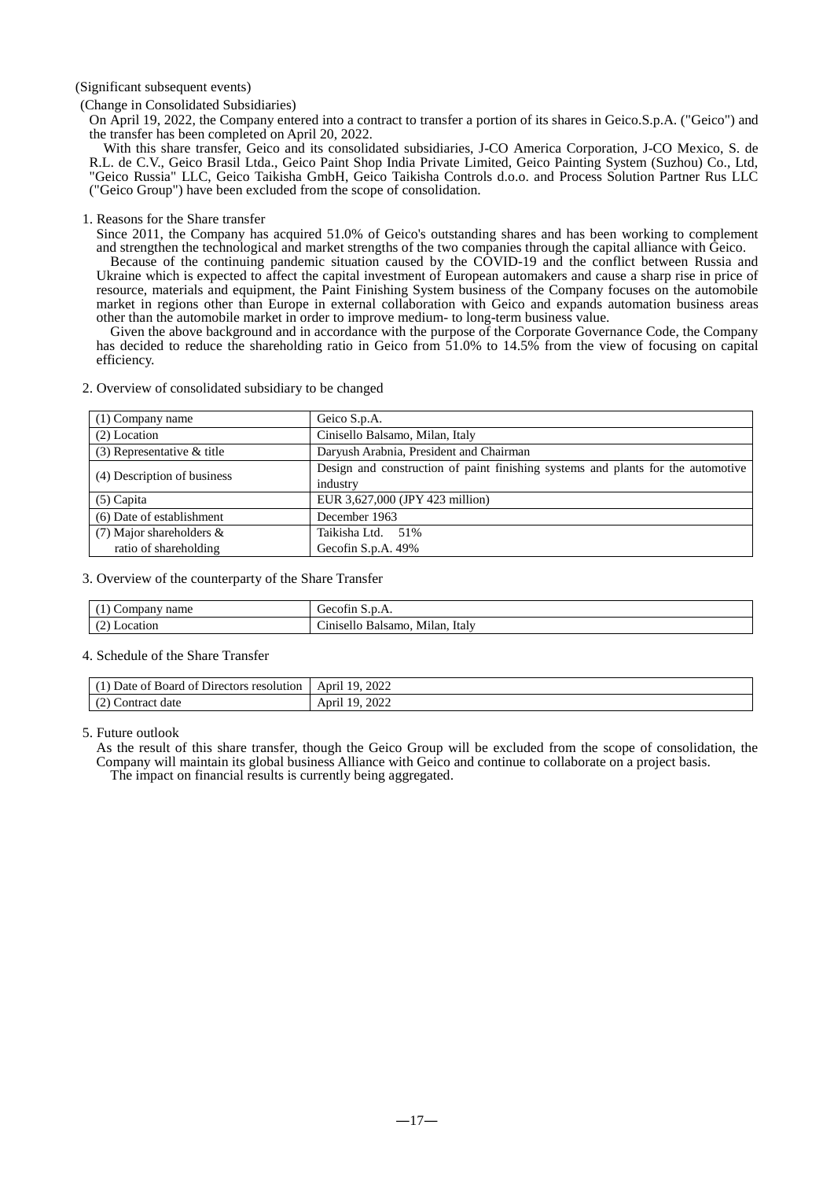(Significant subsequent events)

(Change in Consolidated Subsidiaries)

On April 19, 2022, the Company entered into a contract to transfer a portion of its shares in Geico.S.p.A. ("Geico") and the transfer has been completed on April 20, 2022.

With this share transfer, Geico and its consolidated subsidiaries, J-CO America Corporation, J-CO Mexico, S. de R.L. de C.V., Geico Brasil Ltda., Geico Paint Shop India Private Limited, Geico Painting System (Suzhou) Co., Ltd, "Geico Russia" LLC, Geico Taikisha GmbH, Geico Taikisha Controls d.o.o. and Process Solution Partner Rus LLC ("Geico Group") have been excluded from the scope of consolidation.

1. Reasons for the Share transfer

Since 2011, the Company has acquired 51.0% of Geico's outstanding shares and has been working to complement and strengthen the technological and market strengths of the two companies through the capital alliance with Geico.

Because of the continuing pandemic situation caused by the COVID-19 and the conflict between Russia and Ukraine which is expected to affect the capital investment of European automakers and cause a sharp rise in price of resource, materials and equipment, the Paint Finishing System business of the Company focuses on the automobile market in regions other than Europe in external collaboration with Geico and expands automation business areas other than the automobile market in order to improve medium- to long-term business value.

Given the above background and in accordance with the purpose of the Corporate Governance Code, the Company has decided to reduce the shareholding ratio in Geico from 51.0% to 14.5% from the view of focusing on capital efficiency.

2. Overview of consolidated subsidiary to be changed

| | |
|---|---|
| (1) Company name | Geico S.p.A. |
| (2) Location | Cinisello Balsamo, Milan, Italy |
| (3) Representative & title | Daryush Arabnia, President and Chairman |
| (4) Description of business | Design and construction of paint finishing systems and plants for the automotive industry |
| (5) Capita | EUR 3,627,000 (JPY 423 million) |
| (6) Date of establishment | December 1963 |
| (7) Major shareholders & ratio of shareholding | Taikisha Ltd. 51%<br>Gecofin S.p.A. 49% |

3. Overview of the counterparty of the Share Transfer

| | |
|---|---|
| (1) Company name | Gecofin S.p.A. |
| (2) Location | Cinisello Balsamo, Milan, Italy |

4. Schedule of the Share Transfer

| | |
|---|---|
| (1) Date of Board of Directors resolution | April 19, 2022 |
| (2) Contract date | April 19, 2022 |

5. Future outlook

As the result of this share transfer, though the Geico Group will be excluded from the scope of consolidation, the Company will maintain its global business Alliance with Geico and continue to collaborate on a project basis.

The impact on financial results is currently being aggregated.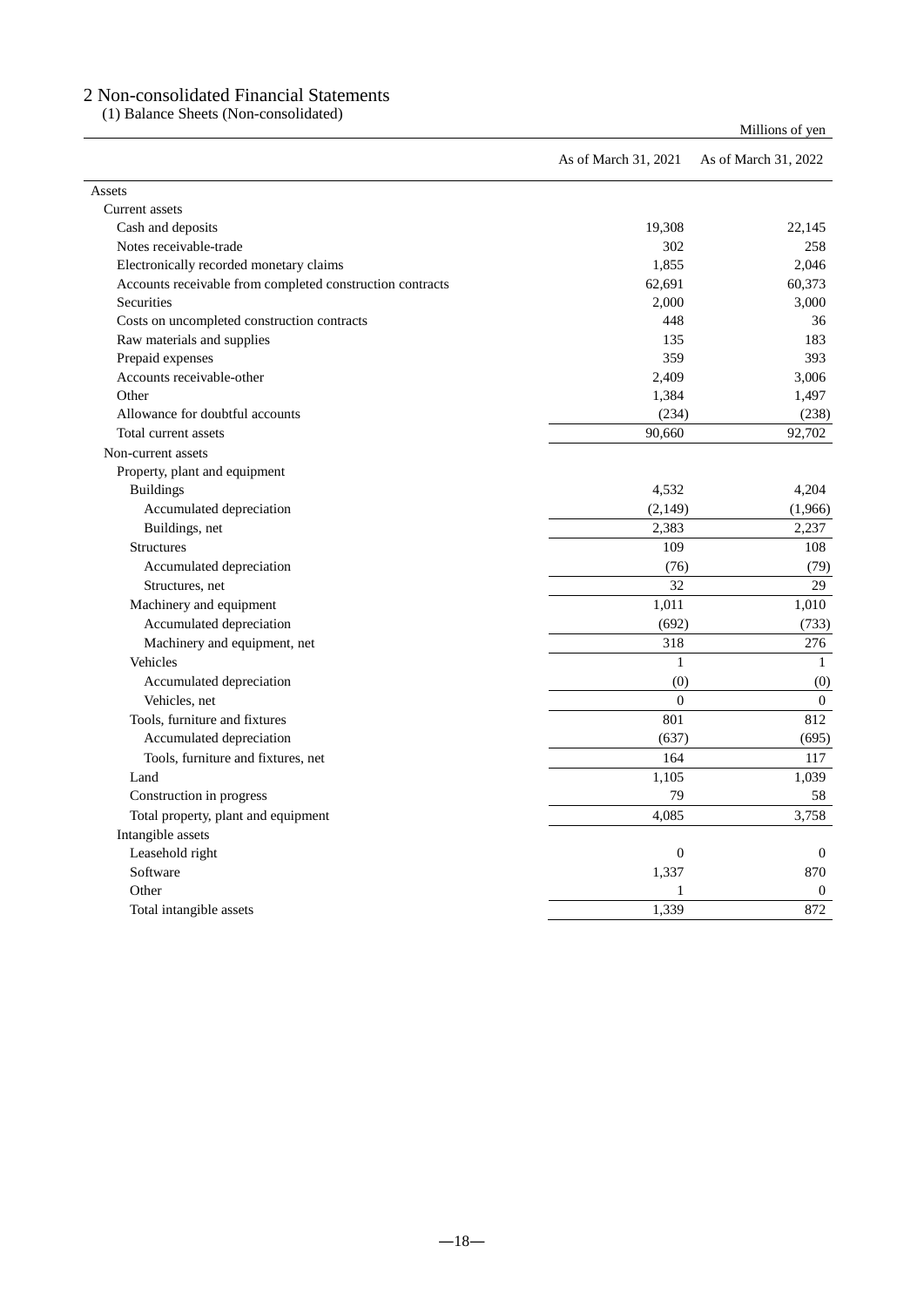## 2 Non-consolidated Financial Statements

### (1) Balance Sheets (Non-consolidated)

Millions of yen

| | As of March 31, 2021 | As of March 31, 2022 |
|---|---|---|
| Assets | | |
| Current assets | | |
| Cash and deposits | 19,308 | 22,145 |
| Notes receivable-trade | 302 | 258 |
| Electronically recorded monetary claims | 1,855 | 2,046 |
| Accounts receivable from completed construction contracts | 62,691 | 60,373 |
| Securities | 2,000 | 3,000 |
| Costs on uncompleted construction contracts | 448 | 36 |
| Raw materials and supplies | 135 | 183 |
| Prepaid expenses | 359 | 393 |
| Accounts receivable-other | 2,409 | 3,006 |
| Other | 1,384 | 1,497 |
| Allowance for doubtful accounts | (234) | (238) |
| Total current assets | 90,660 | 92,702 |
| Non-current assets | | |
| Property, plant and equipment | | |
| Buildings | 4,532 | 4,204 |
| Accumulated depreciation | (2,149) | (1,966) |
| Buildings, net | 2,383 | 2,237 |
| Structures | 109 | 108 |
| Accumulated depreciation | (76) | (79) |
| Structures, net | 32 | 29 |
| Machinery and equipment | 1,011 | 1,010 |
| Accumulated depreciation | (692) | (733) |
| Machinery and equipment, net | 318 | 276 |
| Vehicles | 1 | 1 |
| Accumulated depreciation | (0) | (0) |
| Vehicles, net | 0 | 0 |
| Tools, furniture and fixtures | 801 | 812 |
| Accumulated depreciation | (637) | (695) |
| Tools, furniture and fixtures, net | 164 | 117 |
| Land | 1,105 | 1,039 |
| Construction in progress | 79 | 58 |
| Total property, plant and equipment | 4,085 | 3,758 |
| Intangible assets | | |
| Leasehold right | 0 | 0 |
| Software | 1,337 | 870 |
| Other | 1 | 0 |
| Total intangible assets | 1,339 | 872 |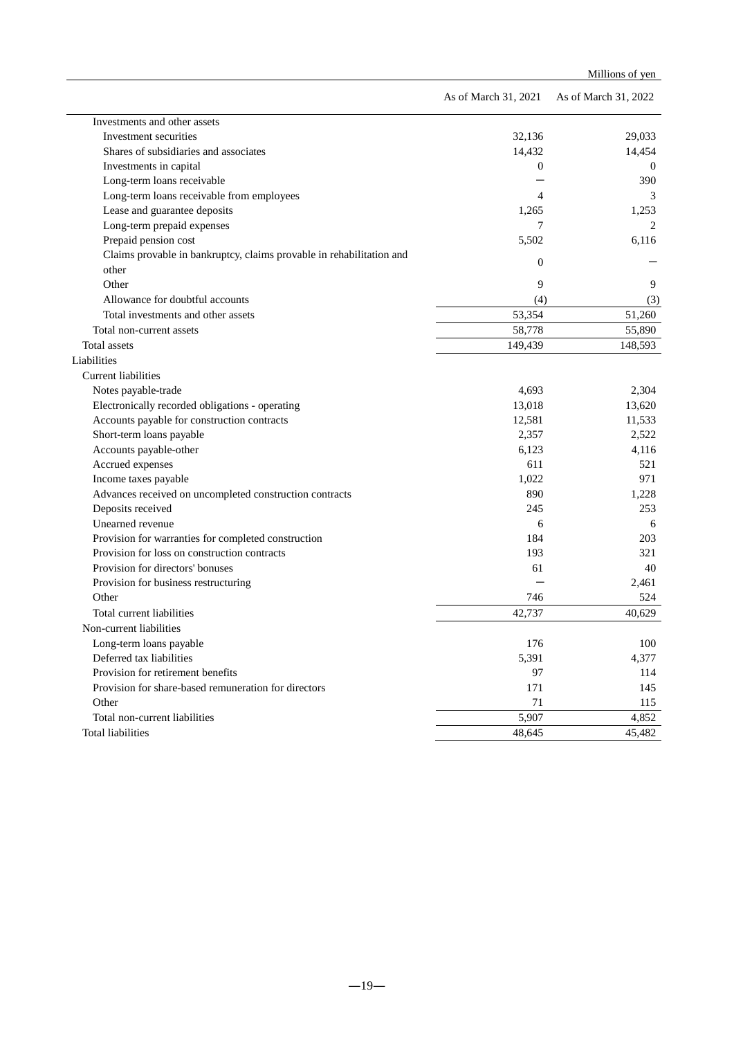Millions of yen

| | As of March 31, 2021 | As of March 31, 2022 |
|---|---|---|
| Investments and other assets | | |
| Investment securities | 32,136 | 29,033 |
| Shares of subsidiaries and associates | 14,432 | 14,454 |
| Investments in capital | 0 | 0 |
| Long-term loans receivable | — | 390 |
| Long-term loans receivable from employees | 4 | 3 |
| Lease and guarantee deposits | 1,265 | 1,253 |
| Long-term prepaid expenses | 7 | 2 |
| Prepaid pension cost | 5,502 | 6,116 |
| Claims provable in bankruptcy, claims provable in rehabilitation and other | 0 | — |
| Other | 9 | 9 |
| Allowance for doubtful accounts | (4) | (3) |
| Total investments and other assets | 53,354 | 51,260 |
| Total non-current assets | 58,778 | 55,890 |
| Total assets | 149,439 | 148,593 |
| Liabilities | | |
| Current liabilities | | |
| Notes payable-trade | 4,693 | 2,304 |
| Electronically recorded obligations - operating | 13,018 | 13,620 |
| Accounts payable for construction contracts | 12,581 | 11,533 |
| Short-term loans payable | 2,357 | 2,522 |
| Accounts payable-other | 6,123 | 4,116 |
| Accrued expenses | 611 | 521 |
| Income taxes payable | 1,022 | 971 |
| Advances received on uncompleted construction contracts | 890 | 1,228 |
| Deposits received | 245 | 253 |
| Unearned revenue | 6 | 6 |
| Provision for warranties for completed construction | 184 | 203 |
| Provision for loss on construction contracts | 193 | 321 |
| Provision for directors' bonuses | 61 | 40 |
| Provision for business restructuring | — | 2,461 |
| Other | 746 | 524 |
| Total current liabilities | 42,737 | 40,629 |
| Non-current liabilities | | |
| Long-term loans payable | 176 | 100 |
| Deferred tax liabilities | 5,391 | 4,377 |
| Provision for retirement benefits | 97 | 114 |
| Provision for share-based remuneration for directors | 171 | 145 |
| Other | 71 | 115 |
| Total non-current liabilities | 5,907 | 4,852 |
| Total liabilities | 48,645 | 45,482 |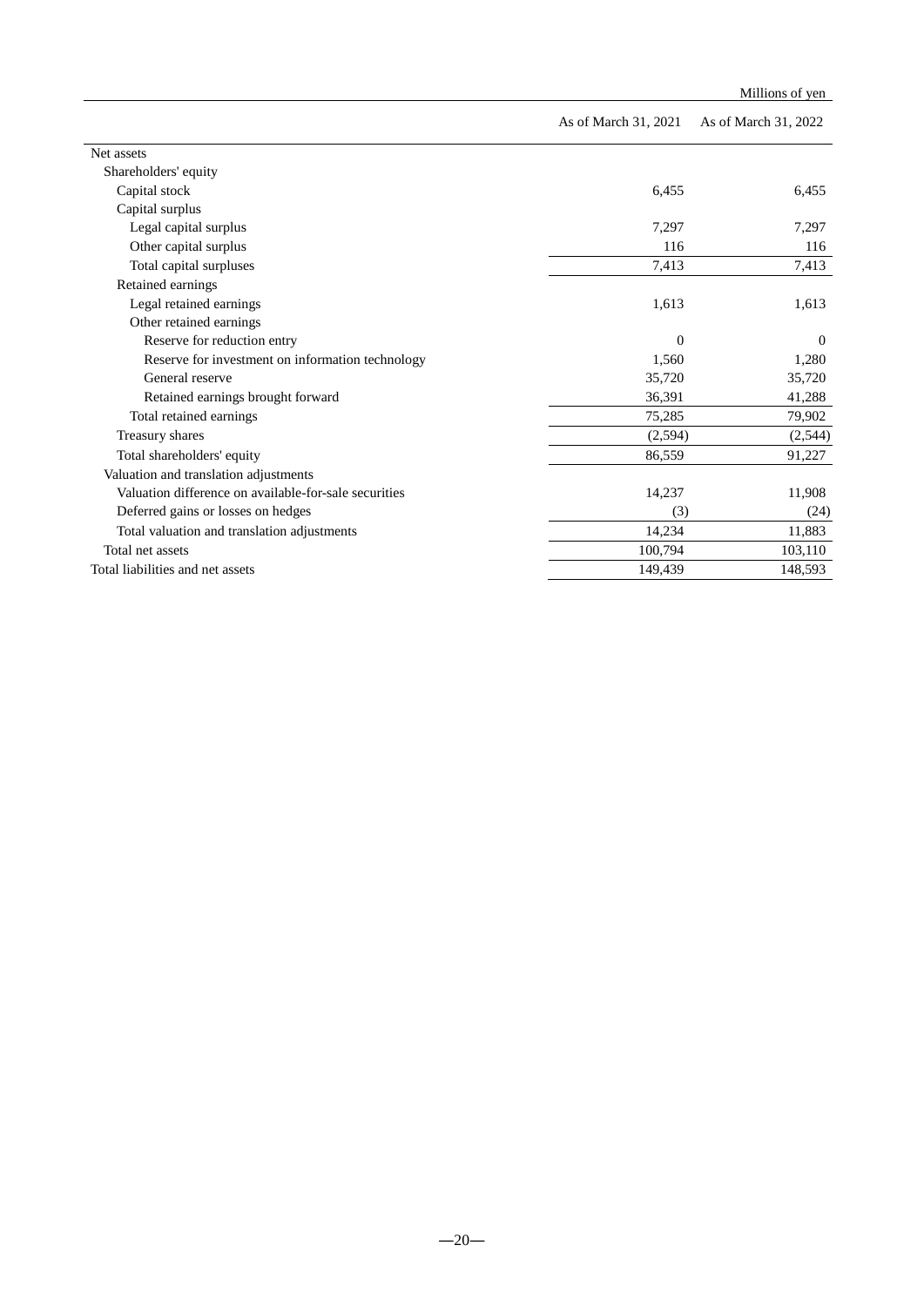Millions of yen

| | As of March 31, 2021 | As of March 31, 2022 |
|---|---|---|
| Net assets | | |
| Shareholders' equity | | |
| Capital stock | 6,455 | 6,455 |
| Capital surplus | | |
| Legal capital surplus | 7,297 | 7,297 |
| Other capital surplus | 116 | 116 |
| Total capital surpluses | 7,413 | 7,413 |
| Retained earnings | | |
| Legal retained earnings | 1,613 | 1,613 |
| Other retained earnings | | |
| Reserve for reduction entry | 0 | 0 |
| Reserve for investment on information technology | 1,560 | 1,280 |
| General reserve | 35,720 | 35,720 |
| Retained earnings brought forward | 36,391 | 41,288 |
| Total retained earnings | 75,285 | 79,902 |
| Treasury shares | (2,594) | (2,544) |
| Total shareholders' equity | 86,559 | 91,227 |
| Valuation and translation adjustments | | |
| Valuation difference on available-for-sale securities | 14,237 | 11,908 |
| Deferred gains or losses on hedges | (3) | (24) |
| Total valuation and translation adjustments | 14,234 | 11,883 |
| Total net assets | 100,794 | 103,110 |
| Total liabilities and net assets | 149,439 | 148,593 |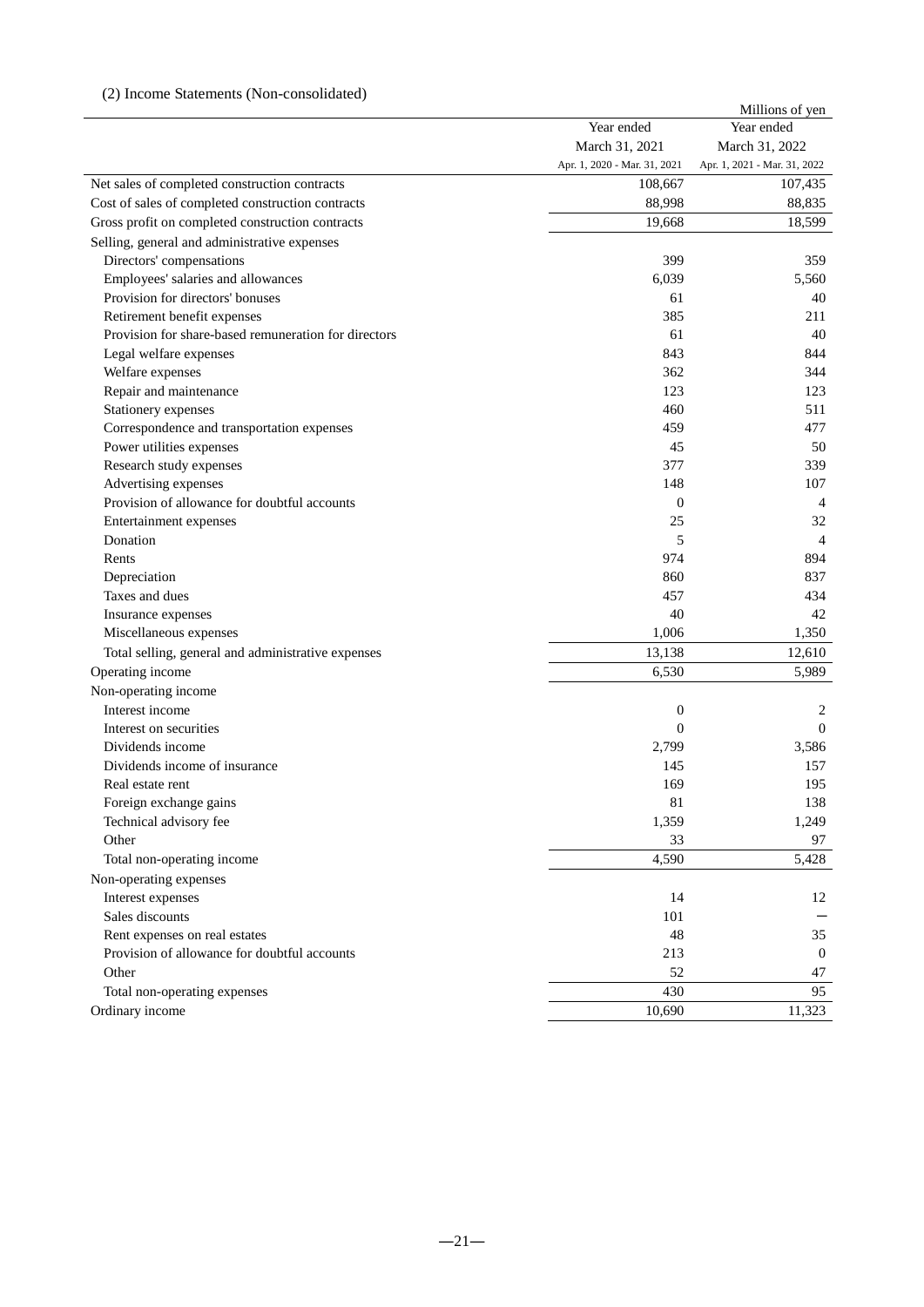## (2) Income Statements (Non-consolidated)

Millions of yen

| | Year ended March 31, 2021 Apr. 1, 2020 - Mar. 31, 2021 | Year ended March 31, 2022 Apr. 1, 2021 - Mar. 31, 2022 |
|---|---|---|
| Net sales of completed construction contracts | 108,667 | 107,435 |
| Cost of sales of completed construction contracts | 88,998 | 88,835 |
| Gross profit on completed construction contracts | 19,668 | 18,599 |
| Selling, general and administrative expenses | | |
| Directors' compensations | 399 | 359 |
| Employees' salaries and allowances | 6,039 | 5,560 |
| Provision for directors' bonuses | 61 | 40 |
| Retirement benefit expenses | 385 | 211 |
| Provision for share-based remuneration for directors | 61 | 40 |
| Legal welfare expenses | 843 | 844 |
| Welfare expenses | 362 | 344 |
| Repair and maintenance | 123 | 123 |
| Stationery expenses | 460 | 511 |
| Correspondence and transportation expenses | 459 | 477 |
| Power utilities expenses | 45 | 50 |
| Research study expenses | 377 | 339 |
| Advertising expenses | 148 | 107 |
| Provision of allowance for doubtful accounts | 0 | 4 |
| Entertainment expenses | 25 | 32 |
| Donation | 5 | 4 |
| Rents | 974 | 894 |
| Depreciation | 860 | 837 |
| Taxes and dues | 457 | 434 |
| Insurance expenses | 40 | 42 |
| Miscellaneous expenses | 1,006 | 1,350 |
| Total selling, general and administrative expenses | 13,138 | 12,610 |
| Operating income | 6,530 | 5,989 |
| Non-operating income | | |
| Interest income | 0 | 2 |
| Interest on securities | 0 | 0 |
| Dividends income | 2,799 | 3,586 |
| Dividends income of insurance | 145 | 157 |
| Real estate rent | 169 | 195 |
| Foreign exchange gains | 81 | 138 |
| Technical advisory fee | 1,359 | 1,249 |
| Other | 33 | 97 |
| Total non-operating income | 4,590 | 5,428 |
| Non-operating expenses | | |
| Interest expenses | 14 | 12 |
| Sales discounts | 101 | − |
| Rent expenses on real estates | 48 | 35 |
| Provision of allowance for doubtful accounts | 213 | 0 |
| Other | 52 | 47 |
| Total non-operating expenses | 430 | 95 |
| Ordinary income | 10,690 | 11,323 |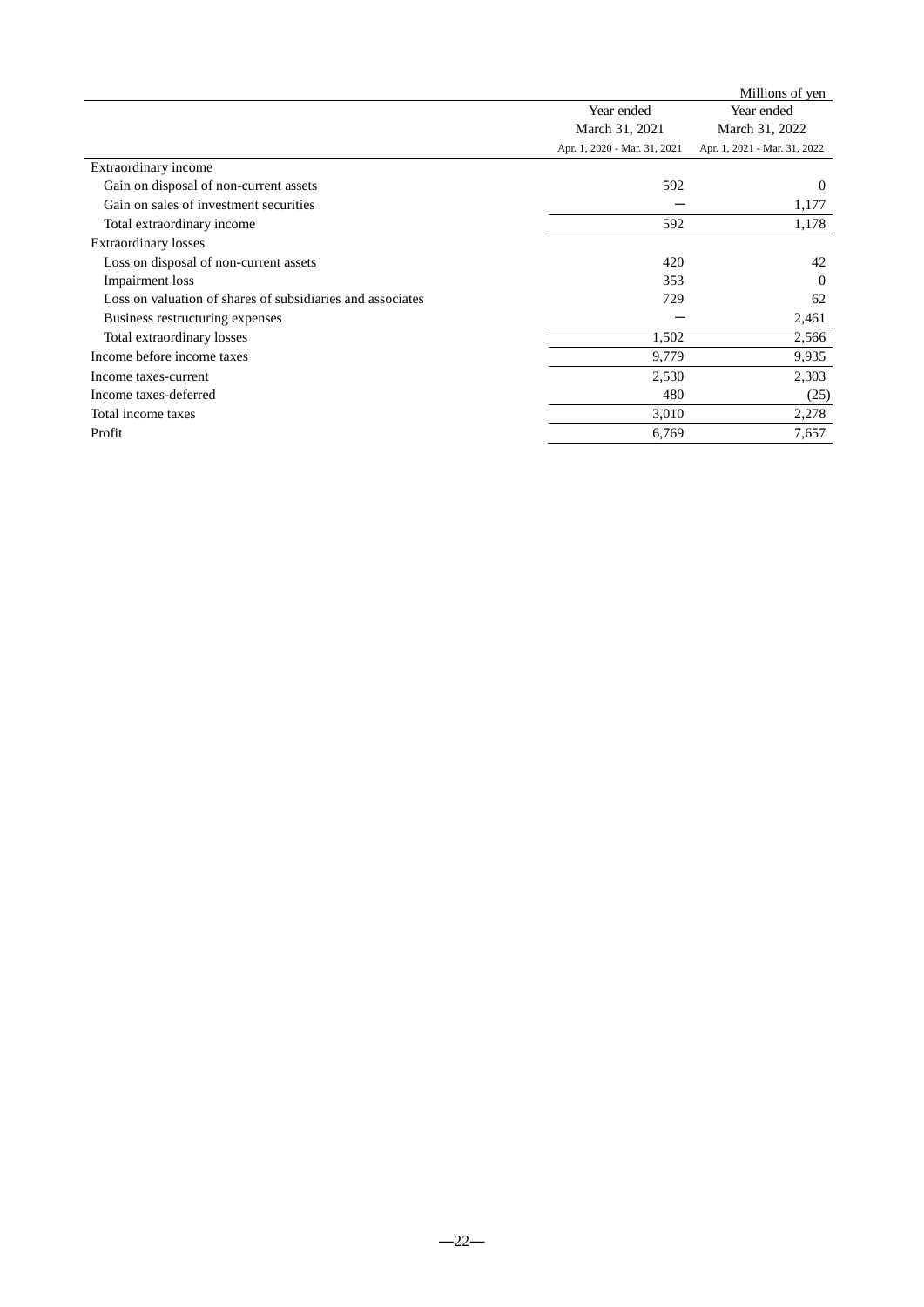Millions of yen

| | Year ended March 31, 2021 Apr. 1, 2020 - Mar. 31, 2021 | Year ended March 31, 2022 Apr. 1, 2021 - Mar. 31, 2022 |
|---|---|---|
| Extraordinary income | | |
| Gain on disposal of non-current assets | 592 | 0 |
| Gain on sales of investment securities | — | 1,177 |
| Total extraordinary income | 592 | 1,178 |
| Extraordinary losses | | |
| Loss on disposal of non-current assets | 420 | 42 |
| Impairment loss | 353 | 0 |
| Loss on valuation of shares of subsidiaries and associates | 729 | 62 |
| Business restructuring expenses | — | 2,461 |
| Total extraordinary losses | 1,502 | 2,566 |
| Income before income taxes | 9,779 | 9,935 |
| Income taxes-current | 2,530 | 2,303 |
| Income taxes-deferred | 480 | (25) |
| Total income taxes | 3,010 | 2,278 |
| Profit | 6,769 | 7,657 |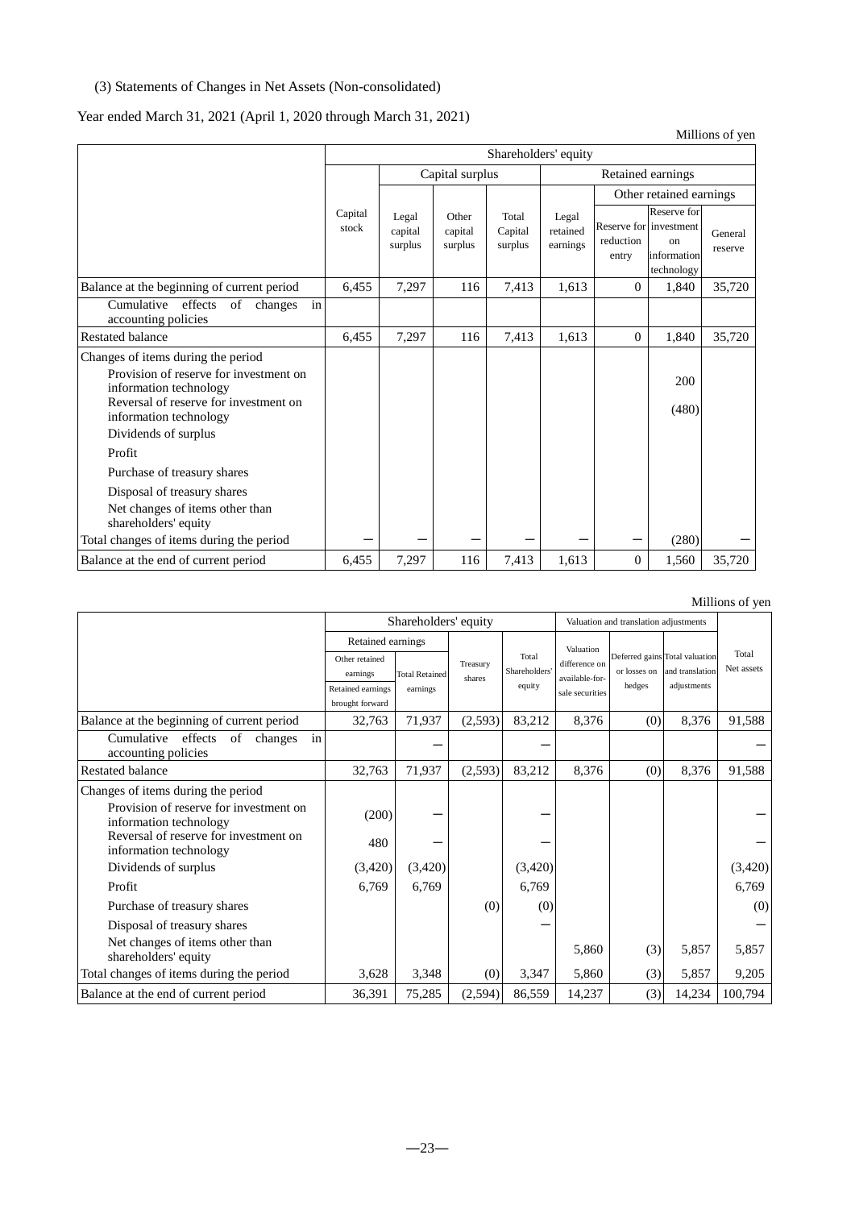(3) Statements of Changes in Net Assets (Non-consolidated)

Year ended March 31, 2021 (April 1, 2020 through March 31, 2021)

Millions of yen

| | Shareholders' equity | | | | | | | |
|---|---|---|---|---|---|---|---|---|
| | | Capital surplus | | | Retained earnings | | | |
| | | | | | | Other retained earnings | | |
| | Capital stock | Legal capital surplus | Other capital surplus | Total Capital surplus | Legal retained earnings | Reserve for reduction entry | Reserve for investment on information technology | General reserve |
| Balance at the beginning of current period | 6,455 | 7,297 | 116 | 7,413 | 1,613 | 0 | 1,840 | 35,720 |
| Cumulative effects of changes in accounting policies | | | | | | | | |
| Restated balance | 6,455 | 7,297 | 116 | 7,413 | 1,613 | 0 | 1,840 | 35,720 |
| Changes of items during the period | | | | | | | | |
| Provision of reserve for investment on information technology | | | | | | | 200 | |
| Reversal of reserve for investment on information technology | | | | | | | (480) | |
| Dividends of surplus | | | | | | | | |
| Profit | | | | | | | | |
| Purchase of treasury shares | | | | | | | | |
| Disposal of treasury shares | | | | | | | | |
| Net changes of items other than shareholders' equity | | | | | | | | |
| Total changes of items during the period | － | － | － | － | － | － | (280) | － |
| Balance at the end of current period | 6,455 | 7,297 | 116 | 7,413 | 1,613 | 0 | 1,560 | 35,720 |

Millions of yen

| | Shareholders' equity | | | | Valuation and translation adjustments | | | |
|---|---|---|---|---|---|---|---|---|
| | Retained earnings | | | | | | | |
| | Other retained earnings<br>Retained earnings brought forward | Total Retained earnings | Treasury shares | Total Shareholders' equity | Valuation difference on available-for-sale securities | Deferred gains or losses on hedges | Total valuation and translation adjustments | Total Net assets |
| Balance at the beginning of current period | 32,763 | 71,937 | (2,593) | 83,212 | 8,376 | (0) | 8,376 | 91,588 |
| Cumulative effects of changes in accounting policies | | － | | － | | | | － |
| Restated balance | 32,763 | 71,937 | (2,593) | 83,212 | 8,376 | (0) | 8,376 | 91,588 |
| Changes of items during the period | | | | | | | | |
| Provision of reserve for investment on information technology | (200) | － | | － | | | | － |
| Reversal of reserve for investment on information technology | 480 | － | | － | | | | － |
| Dividends of surplus | (3,420) | (3,420) | | (3,420) | | | | (3,420) |
| Profit | 6,769 | 6,769 | | 6,769 | | | | 6,769 |
| Purchase of treasury shares | | | (0) | (0) | | | | (0) |
| Disposal of treasury shares | | | | － | | | | － |
| Net changes of items other than shareholders' equity | | | | | 5,860 | (3) | 5,857 | 5,857 |
| Total changes of items during the period | 3,628 | 3,348 | (0) | 3,347 | 5,860 | (3) | 5,857 | 9,205 |
| Balance at the end of current period | 36,391 | 75,285 | (2,594) | 86,559 | 14,237 | (3) | 14,234 | 100,794 |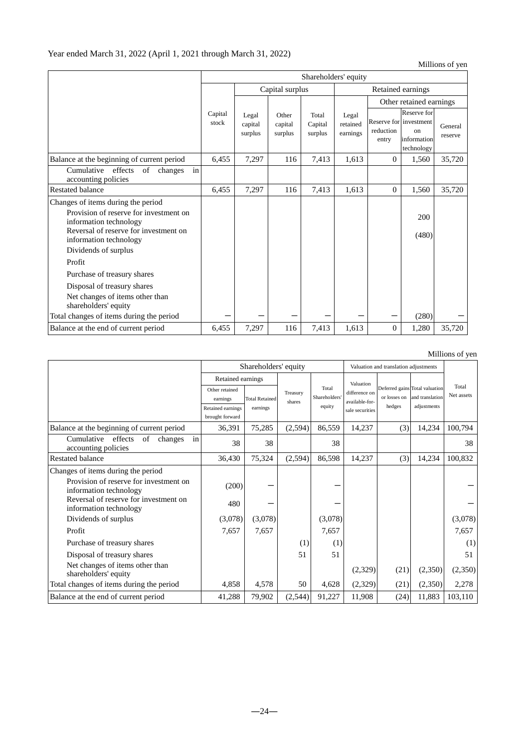Year ended March 31, 2022 (April 1, 2021 through March 31, 2022)

Millions of yen

| | Shareholders' equity | | | | | | | |
|---|---|---|---|---|---|---|---|---|
| | | Capital surplus | | | Retained earnings | | | |
| | | | | | | Other retained earnings | | |
| | Capital stock | Legal capital surplus | Other capital surplus | Total Capital surplus | Legal retained earnings | Reserve for reduction entry | Reserve for investment on information technology | General reserve |
| Balance at the beginning of current period | 6,455 | 7,297 | 116 | 7,413 | 1,613 | 0 | 1,560 | 35,720 |
| Cumulative effects of changes in accounting policies | | | | | | | | |
| Restated balance | 6,455 | 7,297 | 116 | 7,413 | 1,613 | 0 | 1,560 | 35,720 |
| Changes of items during the period | | | | | | | | |
| Provision of reserve for investment on information technology | | | | | | | 200 | |
| Reversal of reserve for investment on information technology | | | | | | | (480) | |
| Dividends of surplus | | | | | | | | |
| Profit | | | | | | | | |
| Purchase of treasury shares | | | | | | | | |
| Disposal of treasury shares | | | | | | | | |
| Net changes of items other than shareholders' equity | | | | | | | | |
| Total changes of items during the period | － | － | － | － | － | － | (280) | － |
| Balance at the end of current period | 6,455 | 7,297 | 116 | 7,413 | 1,613 | 0 | 1,280 | 35,720 |

Millions of yen

| | Shareholders' equity | | | | Valuation and translation adjustments | | | |
|---|---|---|---|---|---|---|---|---|
| | Retained earnings | | | | | | | |
| | Other retained earnings<br>Retained earnings brought forward | Total Retained earnings | Treasury shares | Total Shareholders' equity | Valuation difference on available-for-sale securities | Deferred gains or losses on hedges | Total valuation and translation adjustments | Total Net assets |
| Balance at the beginning of current period | 36,391 | 75,285 | (2,594) | 86,559 | 14,237 | (3) | 14,234 | 100,794 |
| Cumulative effects of changes in accounting policies | 38 | 38 | | 38 | | | | 38 |
| Restated balance | 36,430 | 75,324 | (2,594) | 86,598 | 14,237 | (3) | 14,234 | 100,832 |
| Changes of items during the period | | | | | | | | |
| Provision of reserve for investment on information technology | (200) | － | | － | | | | － |
| Reversal of reserve for investment on information technology | 480 | － | | － | | | | － |
| Dividends of surplus | (3,078) | (3,078) | | (3,078) | | | | (3,078) |
| Profit | 7,657 | 7,657 | | 7,657 | | | | 7,657 |
| Purchase of treasury shares | | | (1) | (1) | | | | (1) |
| Disposal of treasury shares | | | 51 | 51 | | | | 51 |
| Net changes of items other than shareholders' equity | | | | | (2,329) | (21) | (2,350) | (2,350) |
| Total changes of items during the period | 4,858 | 4,578 | 50 | 4,628 | (2,329) | (21) | (2,350) | 2,278 |
| Balance at the end of current period | 41,288 | 79,902 | (2,544) | 91,227 | 11,908 | (24) | 11,883 | 103,110 |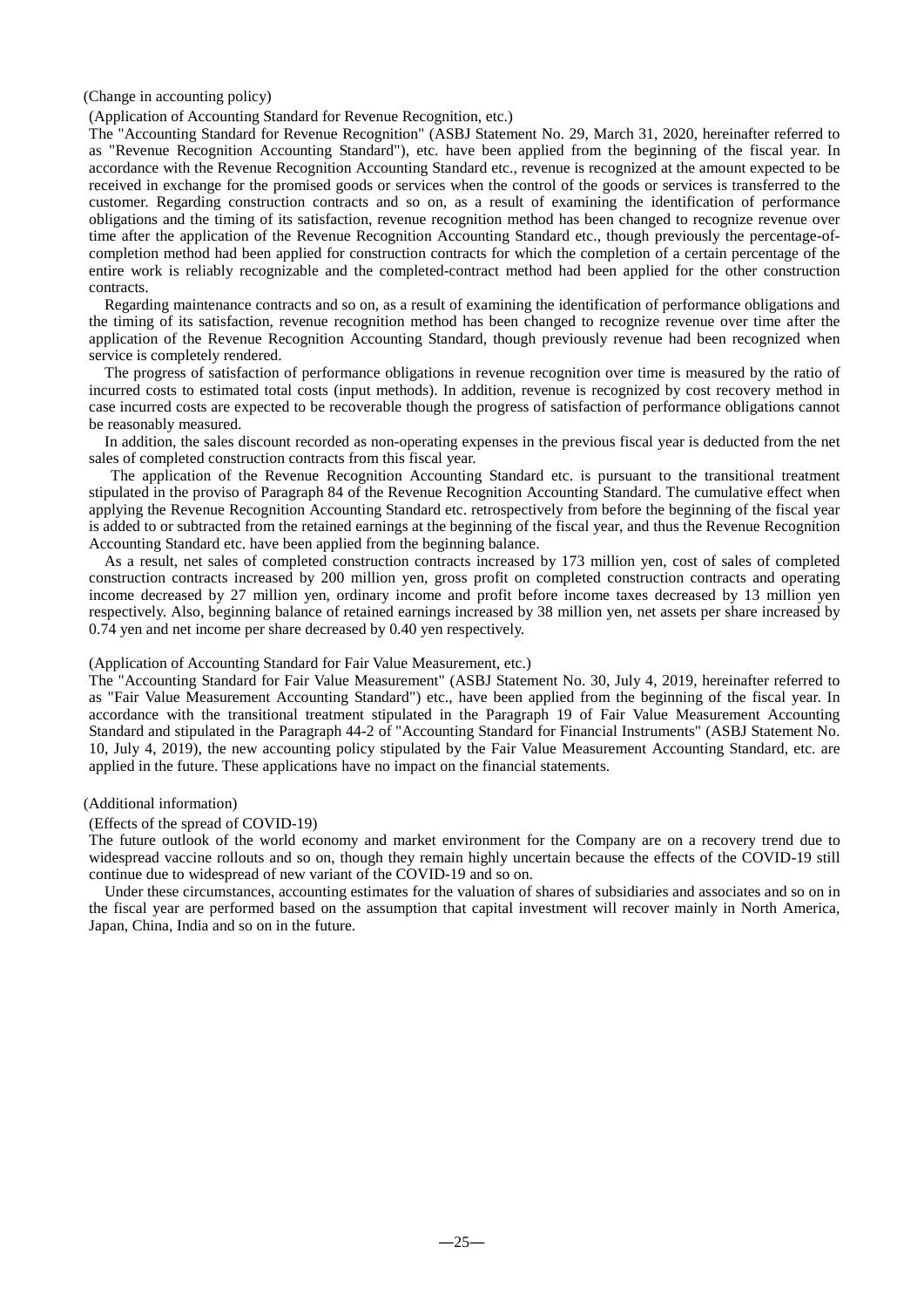(Change in accounting policy)

(Application of Accounting Standard for Revenue Recognition, etc.)

The "Accounting Standard for Revenue Recognition" (ASBJ Statement No. 29, March 31, 2020, hereinafter referred to as "Revenue Recognition Accounting Standard"), etc. have been applied from the beginning of the fiscal year. In accordance with the Revenue Recognition Accounting Standard etc., revenue is recognized at the amount expected to be received in exchange for the promised goods or services when the control of the goods or services is transferred to the customer. Regarding construction contracts and so on, as a result of examining the identification of performance obligations and the timing of its satisfaction, revenue recognition method has been changed to recognize revenue over time after the application of the Revenue Recognition Accounting Standard etc., though previously the percentage-of-completion method had been applied for construction contracts for which the completion of a certain percentage of the entire work is reliably recognizable and the completed-contract method had been applied for the other construction contracts.

Regarding maintenance contracts and so on, as a result of examining the identification of performance obligations and the timing of its satisfaction, revenue recognition method has been changed to recognize revenue over time after the application of the Revenue Recognition Accounting Standard, though previously revenue had been recognized when service is completely rendered.

The progress of satisfaction of performance obligations in revenue recognition over time is measured by the ratio of incurred costs to estimated total costs (input methods). In addition, revenue is recognized by cost recovery method in case incurred costs are expected to be recoverable though the progress of satisfaction of performance obligations cannot be reasonably measured.

In addition, the sales discount recorded as non-operating expenses in the previous fiscal year is deducted from the net sales of completed construction contracts from this fiscal year.

The application of the Revenue Recognition Accounting Standard etc. is pursuant to the transitional treatment stipulated in the proviso of Paragraph 84 of the Revenue Recognition Accounting Standard. The cumulative effect when applying the Revenue Recognition Accounting Standard etc. retrospectively from before the beginning of the fiscal year is added to or subtracted from the retained earnings at the beginning of the fiscal year, and thus the Revenue Recognition Accounting Standard etc. have been applied from the beginning balance.

As a result, net sales of completed construction contracts increased by 173 million yen, cost of sales of completed construction contracts increased by 200 million yen, gross profit on completed construction contracts and operating income decreased by 27 million yen, ordinary income and profit before income taxes decreased by 13 million yen respectively. Also, beginning balance of retained earnings increased by 38 million yen, net assets per share increased by 0.74 yen and net income per share decreased by 0.40 yen respectively.

(Application of Accounting Standard for Fair Value Measurement, etc.)

The "Accounting Standard for Fair Value Measurement" (ASBJ Statement No. 30, July 4, 2019, hereinafter referred to as "Fair Value Measurement Accounting Standard") etc., have been applied from the beginning of the fiscal year. In accordance with the transitional treatment stipulated in the Paragraph 19 of Fair Value Measurement Accounting Standard and stipulated in the Paragraph 44-2 of "Accounting Standard for Financial Instruments" (ASBJ Statement No. 10, July 4, 2019), the new accounting policy stipulated by the Fair Value Measurement Accounting Standard, etc. are applied in the future. These applications have no impact on the financial statements.

(Additional information)

(Effects of the spread of COVID-19)

The future outlook of the world economy and market environment for the Company are on a recovery trend due to widespread vaccine rollouts and so on, though they remain highly uncertain because the effects of the COVID-19 still continue due to widespread of new variant of the COVID-19 and so on.

Under these circumstances, accounting estimates for the valuation of shares of subsidiaries and associates and so on in the fiscal year are performed based on the assumption that capital investment will recover mainly in North America, Japan, China, India and so on in the future.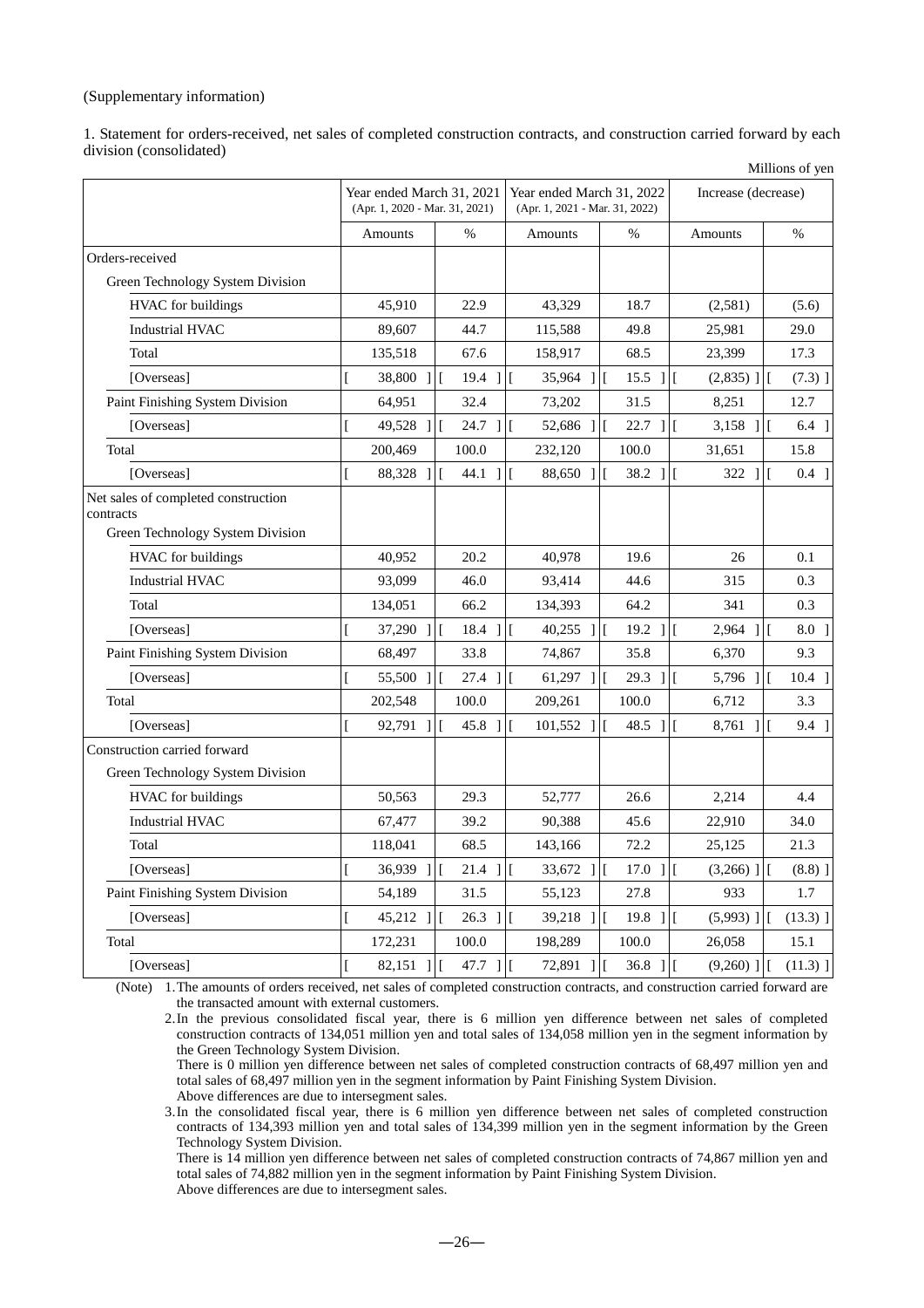(Supplementary information)

1. Statement for orders-received, net sales of completed construction contracts, and construction carried forward by each division (consolidated)

Millions of yen

| | Year ended March 31, 2021 (Apr. 1, 2020 - Mar. 31, 2021) | | Year ended March 31, 2022 (Apr. 1, 2021 - Mar. 31, 2022) | | Increase (decrease) | |
|---|---|---|---|---|---|---|
| | Amounts | % | Amounts | % | Amounts | % |
| Orders-received | | | | | | |
| Green Technology System Division | | | | | | |
| HVAC for buildings | 45,910 | 22.9 | 43,329 | 18.7 | (2,581) | (5.6) |
| Industrial HVAC | 89,607 | 44.7 | 115,588 | 49.8 | 25,981 | 29.0 |
| Total | 135,518 | 67.6 | 158,917 | 68.5 | 23,399 | 17.3 |
| [Overseas] | [ 38,800 ] | [ 19.4 ] | [ 35,964 ] | [ 15.5 ] | [ (2,835) ] | [ (7.3) ] |
| Paint Finishing System Division | 64,951 | 32.4 | 73,202 | 31.5 | 8,251 | 12.7 |
| [Overseas] | [ 49,528 ] | [ 24.7 ] | [ 52,686 ] | [ 22.7 ] | [ 3,158 ] | [ 6.4 ] |
| Total | 200,469 | 100.0 | 232,120 | 100.0 | 31,651 | 15.8 |
| [Overseas] | [ 88,328 ] | [ 44.1 ] | [ 88,650 ] | [ 38.2 ] | [ 322 ] | [ 0.4 ] |
| Net sales of completed construction contracts | | | | | | |
| Green Technology System Division | | | | | | |
| HVAC for buildings | 40,952 | 20.2 | 40,978 | 19.6 | 26 | 0.1 |
| Industrial HVAC | 93,099 | 46.0 | 93,414 | 44.6 | 315 | 0.3 |
| Total | 134,051 | 66.2 | 134,393 | 64.2 | 341 | 0.3 |
| [Overseas] | [ 37,290 ] | [ 18.4 ] | [ 40,255 ] | [ 19.2 ] | [ 2,964 ] | [ 8.0 ] |
| Paint Finishing System Division | 68,497 | 33.8 | 74,867 | 35.8 | 6,370 | 9.3 |
| [Overseas] | [ 55,500 ] | [ 27.4 ] | [ 61,297 ] | [ 29.3 ] | [ 5,796 ] | [ 10.4 ] |
| Total | 202,548 | 100.0 | 209,261 | 100.0 | 6,712 | 3.3 |
| [Overseas] | [ 92,791 ] | [ 45.8 ] | [ 101,552 ] | [ 48.5 ] | [ 8,761 ] | [ 9.4 ] |
| Construction carried forward | | | | | | |
| Green Technology System Division | | | | | | |
| HVAC for buildings | 50,563 | 29.3 | 52,777 | 26.6 | 2,214 | 4.4 |
| Industrial HVAC | 67,477 | 39.2 | 90,388 | 45.6 | 22,910 | 34.0 |
| Total | 118,041 | 68.5 | 143,166 | 72.2 | 25,125 | 21.3 |
| [Overseas] | [ 36,939 ] | [ 21.4 ] | [ 33,672 ] | [ 17.0 ] | [ (3,266) ] | [ (8.8) ] |
| Paint Finishing System Division | 54,189 | 31.5 | 55,123 | 27.8 | 933 | 1.7 |
| [Overseas] | [ 45,212 ] | [ 26.3 ] | [ 39,218 ] | [ 19.8 ] | [ (5,993) ] | [ (13.3) ] |
| Total | 172,231 | 100.0 | 198,289 | 100.0 | 26,058 | 15.1 |
| [Overseas] | [ 82,151 ] | [ 47.7 ] | [ 72,891 ] | [ 36.8 ] | [ (9,260) ] | [ (11.3) ] |

(Note)
1. The amounts of orders received, net sales of completed construction contracts, and construction carried forward are the transacted amount with external customers.
2. In the previous consolidated fiscal year, there is 6 million yen difference between net sales of completed construction contracts of 134,051 million yen and total sales of 134,058 million yen in the segment information by the Green Technology System Division.
   There is 0 million yen difference between net sales of completed construction contracts of 68,497 million yen and total sales of 68,497 million yen in the segment information by Paint Finishing System Division.
   Above differences are due to intersegment sales.
3. In the consolidated fiscal year, there is 6 million yen difference between net sales of completed construction contracts of 134,393 million yen and total sales of 134,399 million yen in the segment information by the Green Technology System Division.
   There is 14 million yen difference between net sales of completed construction contracts of 74,867 million yen and total sales of 74,882 million yen in the segment information by Paint Finishing System Division.
   Above differences are due to intersegment sales.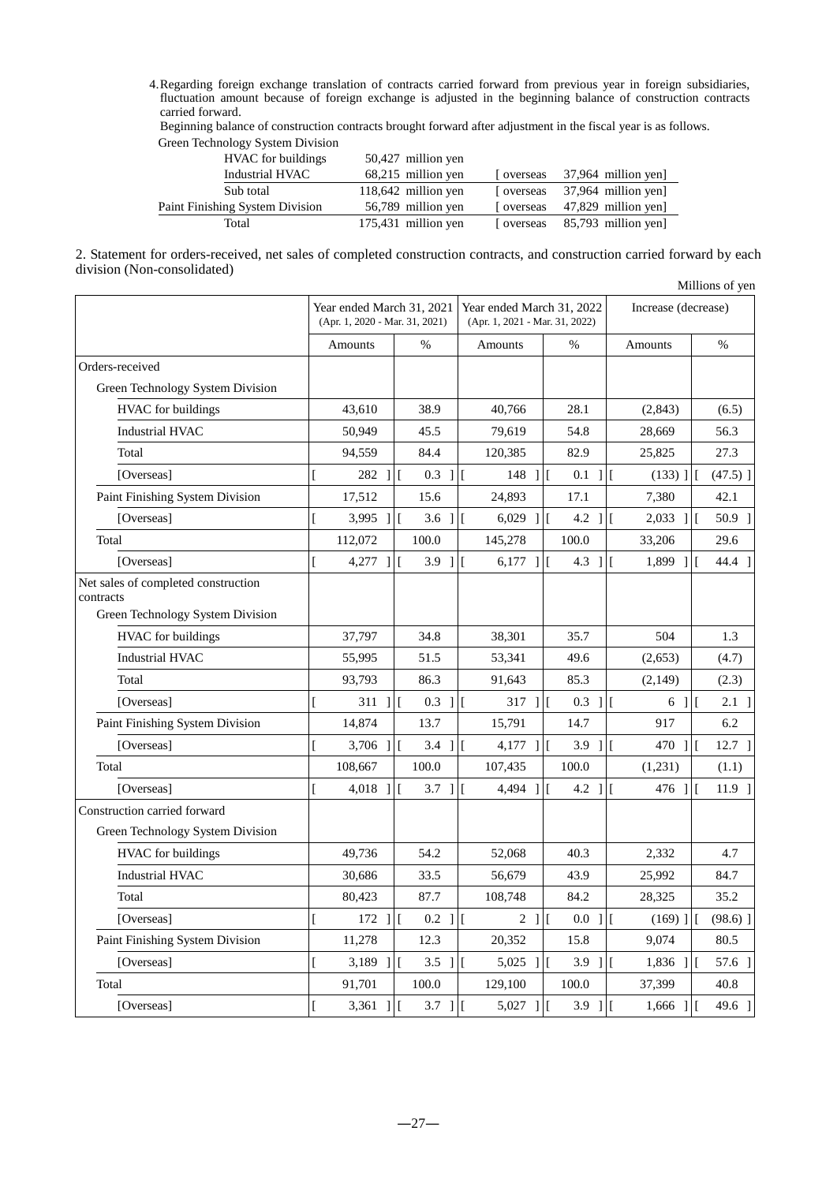4. Regarding foreign exchange translation of contracts carried forward from previous year in foreign subsidiaries, fluctuation amount because of foreign exchange is adjusted in the beginning balance of construction contracts carried forward.

Beginning balance of construction contracts brought forward after adjustment in the fiscal year is as follows.

| Green Technology System Division | | |
|---|---|---|
| HVAC for buildings | 50,427 million yen | |
| Industrial HVAC | 68,215 million yen | [ overseas 37,964 million yen] |
| Sub total | 118,642 million yen | [ overseas 37,964 million yen] |
| Paint Finishing System Division | 56,789 million yen | [ overseas 47,829 million yen] |
| Total | 175,431 million yen | [ overseas 85,793 million yen] |

2. Statement for orders-received, net sales of completed construction contracts, and construction carried forward by each division (Non-consolidated)

Millions of yen

| | Year ended March 31, 2021 (Apr. 1, 2020 - Mar. 31, 2021) | | Year ended March 31, 2022 (Apr. 1, 2021 - Mar. 31, 2022) | | Increase (decrease) | |
|---|---|---|---|---|---|---|
| | Amounts | % | Amounts | % | Amounts | % |
| Orders-received | | | | | | |
| Green Technology System Division | | | | | | |
| HVAC for buildings | 43,610 | 38.9 | 40,766 | 28.1 | (2,843) | (6.5) |
| Industrial HVAC | 50,949 | 45.5 | 79,619 | 54.8 | 28,669 | 56.3 |
| Total | 94,559 | 84.4 | 120,385 | 82.9 | 25,825 | 27.3 |
| [Overseas] | [ 282 ] | [ 0.3 ] | [ 148 ] | [ 0.1 ] | [ (133) ] | [ (47.5) ] |
| Paint Finishing System Division | 17,512 | 15.6 | 24,893 | 17.1 | 7,380 | 42.1 |
| [Overseas] | [ 3,995 ] | [ 3.6 ] | [ 6,029 ] | [ 4.2 ] | [ 2,033 ] | [ 50.9 ] |
| Total | 112,072 | 100.0 | 145,278 | 100.0 | 33,206 | 29.6 |
| [Overseas] | [ 4,277 ] | [ 3.9 ] | [ 6,177 ] | [ 4.3 ] | [ 1,899 ] | [ 44.4 ] |
| Net sales of completed construction contracts | | | | | | |
| Green Technology System Division | | | | | | |
| HVAC for buildings | 37,797 | 34.8 | 38,301 | 35.7 | 504 | 1.3 |
| Industrial HVAC | 55,995 | 51.5 | 53,341 | 49.6 | (2,653) | (4.7) |
| Total | 93,793 | 86.3 | 91,643 | 85.3 | (2,149) | (2.3) |
| [Overseas] | [ 311 ] | [ 0.3 ] | [ 317 ] | [ 0.3 ] | [ 6 ] | [ 2.1 ] |
| Paint Finishing System Division | 14,874 | 13.7 | 15,791 | 14.7 | 917 | 6.2 |
| [Overseas] | [ 3,706 ] | [ 3.4 ] | [ 4,177 ] | [ 3.9 ] | [ 470 ] | [ 12.7 ] |
| Total | 108,667 | 100.0 | 107,435 | 100.0 | (1,231) | (1.1) |
| [Overseas] | [ 4,018 ] | [ 3.7 ] | [ 4,494 ] | [ 4.2 ] | [ 476 ] | [ 11.9 ] |
| Construction carried forward | | | | | | |
| Green Technology System Division | | | | | | |
| HVAC for buildings | 49,736 | 54.2 | 52,068 | 40.3 | 2,332 | 4.7 |
| Industrial HVAC | 30,686 | 33.5 | 56,679 | 43.9 | 25,992 | 84.7 |
| Total | 80,423 | 87.7 | 108,748 | 84.2 | 28,325 | 35.2 |
| [Overseas] | [ 172 ] | [ 0.2 ] | [ 2 ] | [ 0.0 ] | [ (169) ] | [ (98.6) ] |
| Paint Finishing System Division | 11,278 | 12.3 | 20,352 | 15.8 | 9,074 | 80.5 |
| [Overseas] | [ 3,189 ] | [ 3.5 ] | [ 5,025 ] | [ 3.9 ] | [ 1,836 ] | [ 57.6 ] |
| Total | 91,701 | 100.0 | 129,100 | 100.0 | 37,399 | 40.8 |
| [Overseas] | [ 3,361 ] | [ 3.7 ] | [ 5,027 ] | [ 3.9 ] | [ 1,666 ] | [ 49.6 ] |